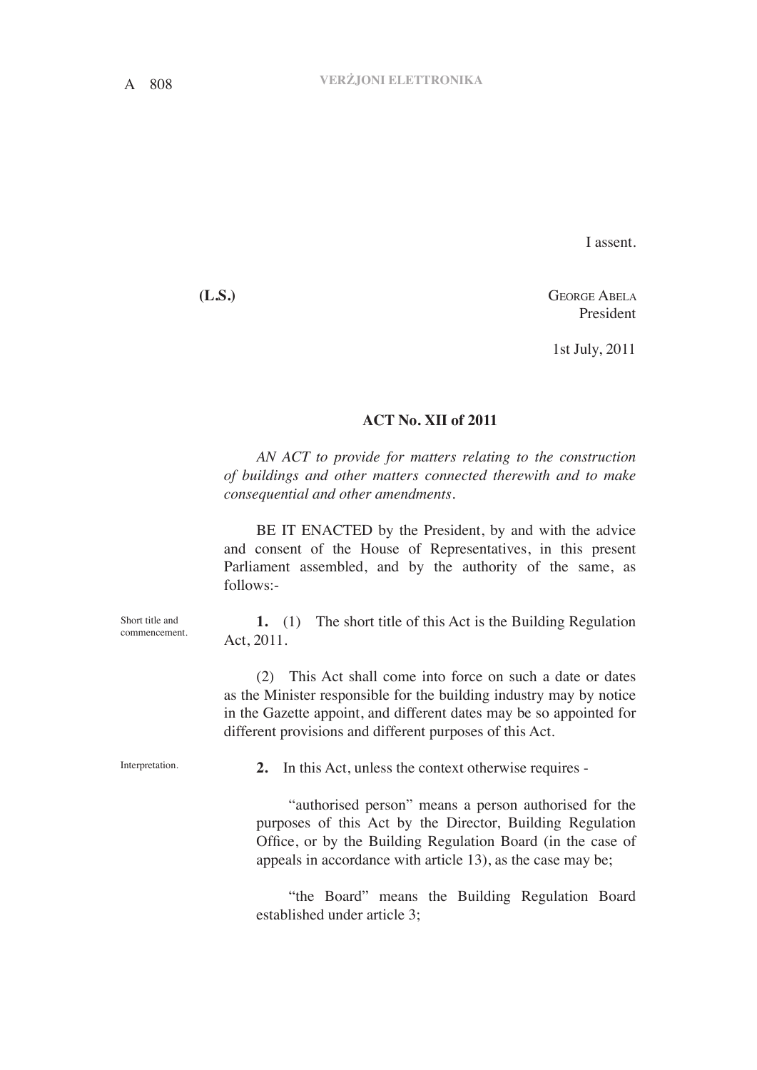I assent.

**(L.S.)**

George Abela
President

1st July, 2011

## ACT No. XII of 2011

*AN ACT to provide for matters relating to the construction of buildings and other matters connected therewith and to make consequential and other amendments.*

BE IT ENACTED by the President, by and with the advice and consent of the House of Representatives, in this present Parliament assembled, and by the authority of the same, as follows:-

Short title and commencement.

**1.** (1) The short title of this Act is the Building Regulation Act, 2011.

(2) This Act shall come into force on such a date or dates as the Minister responsible for the building industry may by notice in the Gazette appoint, and different dates may be so appointed for different provisions and different purposes of this Act.

Interpretation.

**2.** In this Act, unless the context otherwise requires -

"authorised person" means a person authorised for the purposes of this Act by the Director, Building Regulation Office, or by the Building Regulation Board (in the case of appeals in accordance with article 13), as the case may be;

"the Board" means the Building Regulation Board established under article 3;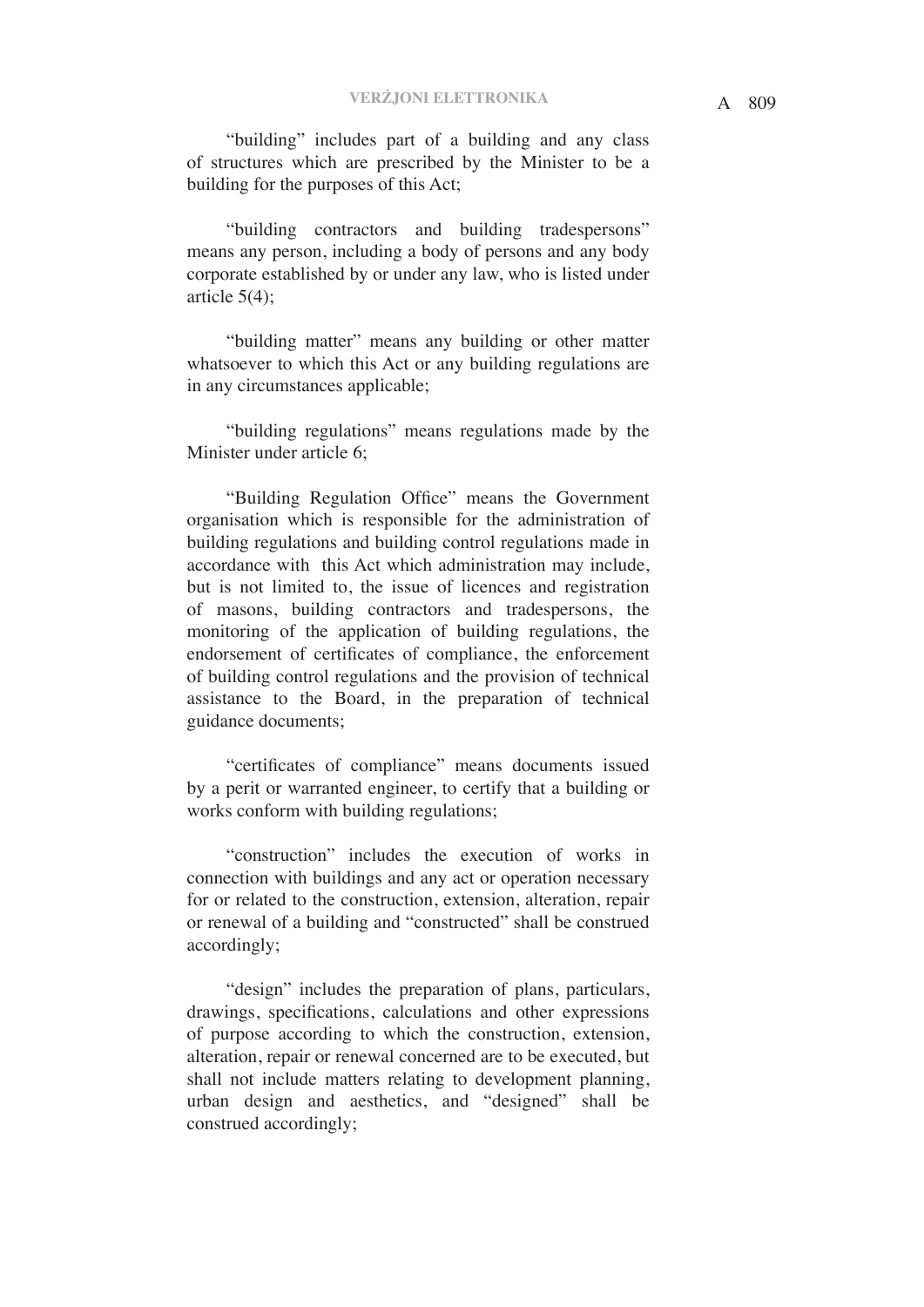"building" includes part of a building and any class of structures which are prescribed by the Minister to be a building for the purposes of this Act;

"building contractors and building tradespersons" means any person, including a body of persons and any body corporate established by or under any law, who is listed under article 5(4);

"building matter" means any building or other matter whatsoever to which this Act or any building regulations are in any circumstances applicable;

"building regulations" means regulations made by the Minister under article 6;

"Building Regulation Office" means the Government organisation which is responsible for the administration of building regulations and building control regulations made in accordance with this Act which administration may include, but is not limited to, the issue of licences and registration of masons, building contractors and tradespersons, the monitoring of the application of building regulations, the endorsement of certificates of compliance, the enforcement of building control regulations and the provision of technical assistance to the Board, in the preparation of technical guidance documents;

"certificates of compliance" means documents issued by a perit or warranted engineer, to certify that a building or works conform with building regulations;

"construction" includes the execution of works in connection with buildings and any act or operation necessary for or related to the construction, extension, alteration, repair or renewal of a building and "constructed" shall be construed accordingly;

"design" includes the preparation of plans, particulars, drawings, specifications, calculations and other expressions of purpose according to which the construction, extension, alteration, repair or renewal concerned are to be executed, but shall not include matters relating to development planning, urban design and aesthetics, and "designed" shall be construed accordingly;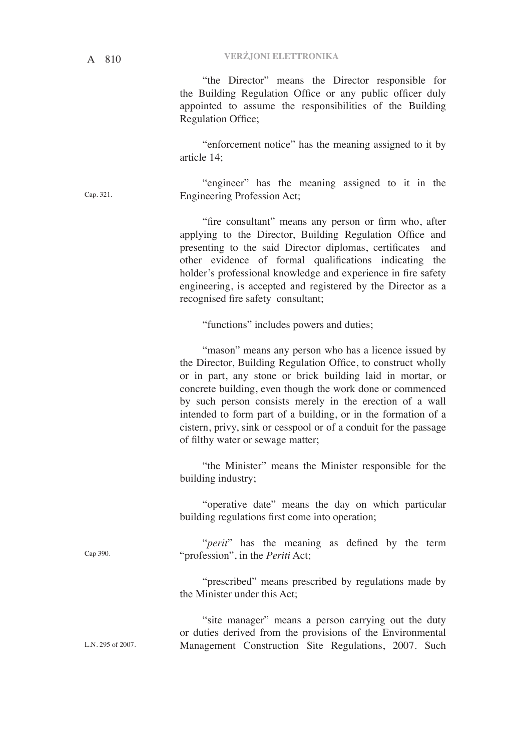"the Director" means the Director responsible for the Building Regulation Office or any public officer duly appointed to assume the responsibilities of the Building Regulation Office;

"enforcement notice" has the meaning assigned to it by article 14;

Cap. 321.

"engineer" has the meaning assigned to it in the Engineering Profession Act;

"fire consultant" means any person or firm who, after applying to the Director, Building Regulation Office and presenting to the said Director diplomas, certificates and other evidence of formal qualifications indicating the holder's professional knowledge and experience in fire safety engineering, is accepted and registered by the Director as a recognised fire safety consultant;

"functions" includes powers and duties;

"mason" means any person who has a licence issued by the Director, Building Regulation Office, to construct wholly or in part, any stone or brick building laid in mortar, or concrete building, even though the work done or commenced by such person consists merely in the erection of a wall intended to form part of a building, or in the formation of a cistern, privy, sink or cesspool or of a conduit for the passage of filthy water or sewage matter;

"the Minister" means the Minister responsible for the building industry;

"operative date" means the day on which particular building regulations first come into operation;

Cap 390.

"*perit*" has the meaning as defined by the term "profession", in the *Periti* Act;

"prescribed" means prescribed by regulations made by the Minister under this Act;

L.N. 295 of 2007.

"site manager" means a person carrying out the duty or duties derived from the provisions of the Environmental Management Construction Site Regulations, 2007. Such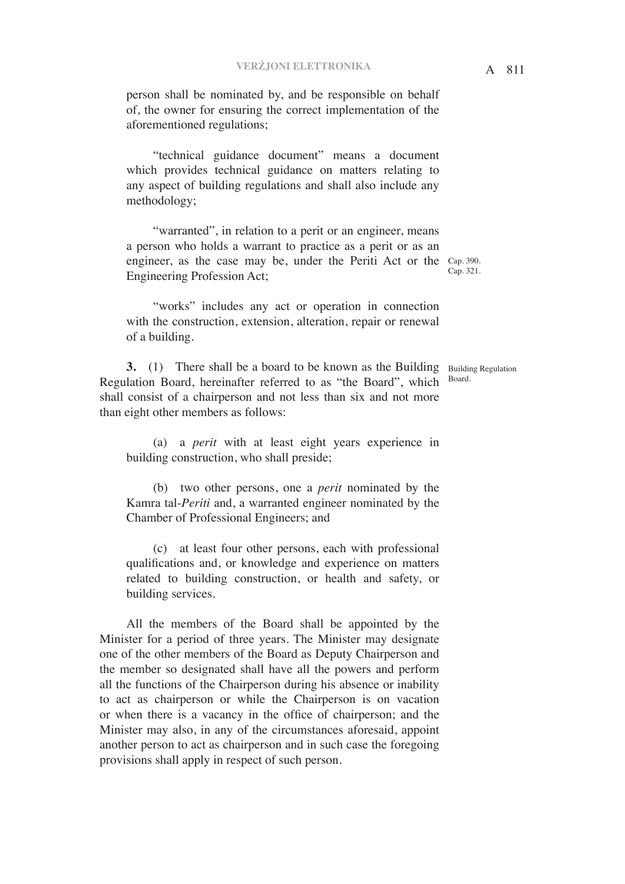person shall be nominated by, and be responsible on behalf of, the owner for ensuring the correct implementation of the aforementioned regulations;

"technical guidance document" means a document which provides technical guidance on matters relating to any aspect of building regulations and shall also include any methodology;

"warranted", in relation to a perit or an engineer, means a person who holds a warrant to practice as a perit or as an engineer, as the case may be, under the Periti Act or the Engineering Profession Act;

Cap. 390.
Cap. 321.

"works" includes any act or operation in connection with the construction, extension, alteration, repair or renewal of a building.

Building Regulation Board.

**3.** (1) There shall be a board to be known as the Building Regulation Board, hereinafter referred to as "the Board", which shall consist of a chairperson and not less than six and not more than eight other members as follows:

(a) a *perit* with at least eight years experience in building construction, who shall preside;

(b) two other persons, one a *perit* nominated by the Kamra tal-*Periti* and, a warranted engineer nominated by the Chamber of Professional Engineers; and

(c) at least four other persons, each with professional qualifications and, or knowledge and experience on matters related to building construction, or health and safety, or building services.

All the members of the Board shall be appointed by the Minister for a period of three years. The Minister may designate one of the other members of the Board as Deputy Chairperson and the member so designated shall have all the powers and perform all the functions of the Chairperson during his absence or inability to act as chairperson or while the Chairperson is on vacation or when there is a vacancy in the office of chairperson; and the Minister may also, in any of the circumstances aforesaid, appoint another person to act as chairperson and in such case the foregoing provisions shall apply in respect of such person.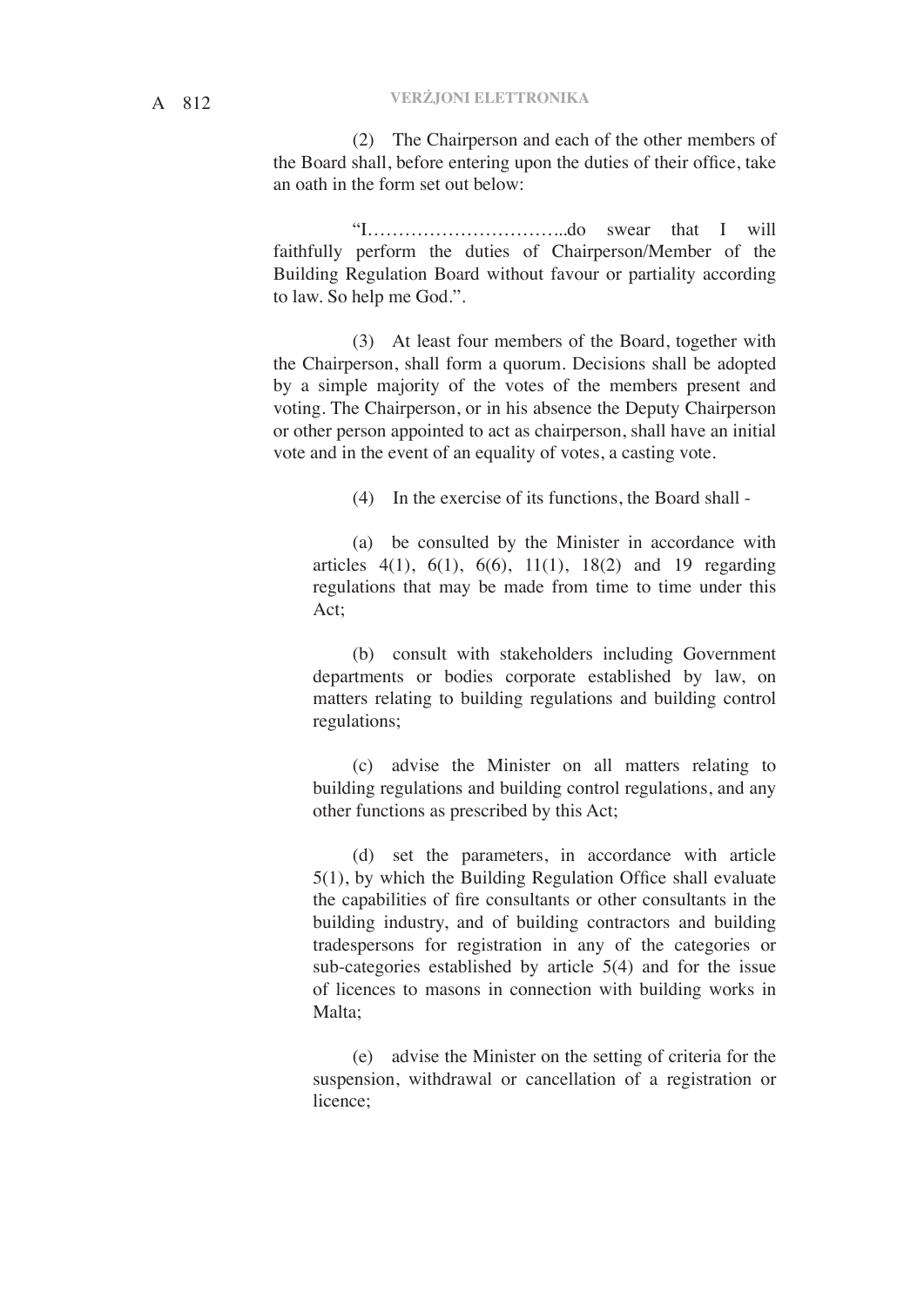(2) The Chairperson and each of the other members of the Board shall, before entering upon the duties of their office, take an oath in the form set out below:

"I…………………………..do swear that I will faithfully perform the duties of Chairperson/Member of the Building Regulation Board without favour or partiality according to law. So help me God.".

(3) At least four members of the Board, together with the Chairperson, shall form a quorum. Decisions shall be adopted by a simple majority of the votes of the members present and voting. The Chairperson, or in his absence the Deputy Chairperson or other person appointed to act as chairperson, shall have an initial vote and in the event of an equality of votes, a casting vote.

(4) In the exercise of its functions, the Board shall -

(a) be consulted by the Minister in accordance with articles 4(1), 6(1), 6(6), 11(1), 18(2) and 19 regarding regulations that may be made from time to time under this Act;

(b) consult with stakeholders including Government departments or bodies corporate established by law, on matters relating to building regulations and building control regulations;

(c) advise the Minister on all matters relating to building regulations and building control regulations, and any other functions as prescribed by this Act;

(d) set the parameters, in accordance with article 5(1), by which the Building Regulation Office shall evaluate the capabilities of fire consultants or other consultants in the building industry, and of building contractors and building tradespersons for registration in any of the categories or sub-categories established by article 5(4) and for the issue of licences to masons in connection with building works in Malta;

(e) advise the Minister on the setting of criteria for the suspension, withdrawal or cancellation of a registration or licence;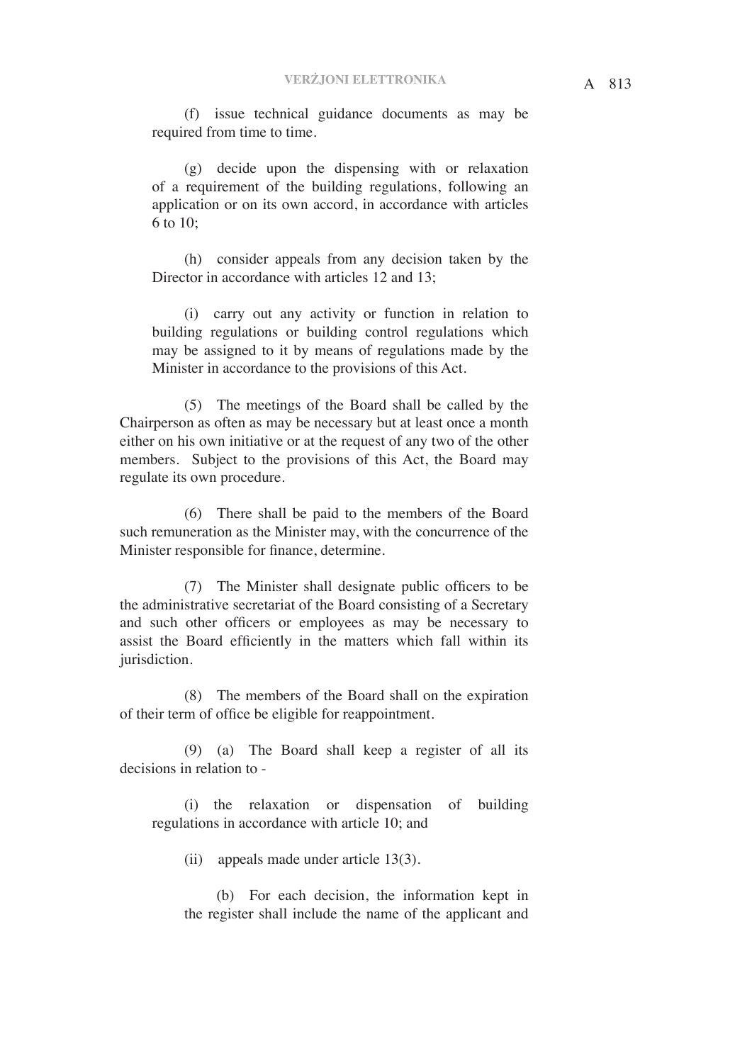(f) issue technical guidance documents as may be required from time to time.

(g) decide upon the dispensing with or relaxation of a requirement of the building regulations, following an application or on its own accord, in accordance with articles 6 to 10;

(h) consider appeals from any decision taken by the Director in accordance with articles 12 and 13;

(i) carry out any activity or function in relation to building regulations or building control regulations which may be assigned to it by means of regulations made by the Minister in accordance to the provisions of this Act.

(5) The meetings of the Board shall be called by the Chairperson as often as may be necessary but at least once a month either on his own initiative or at the request of any two of the other members. Subject to the provisions of this Act, the Board may regulate its own procedure.

(6) There shall be paid to the members of the Board such remuneration as the Minister may, with the concurrence of the Minister responsible for finance, determine.

(7) The Minister shall designate public officers to be the administrative secretariat of the Board consisting of a Secretary and such other officers or employees as may be necessary to assist the Board efficiently in the matters which fall within its jurisdiction.

(8) The members of the Board shall on the expiration of their term of office be eligible for reappointment.

(9) (a) The Board shall keep a register of all its decisions in relation to -

(i) the relaxation or dispensation of building regulations in accordance with article 10; and

(ii) appeals made under article 13(3).

(b) For each decision, the information kept in the register shall include the name of the applicant and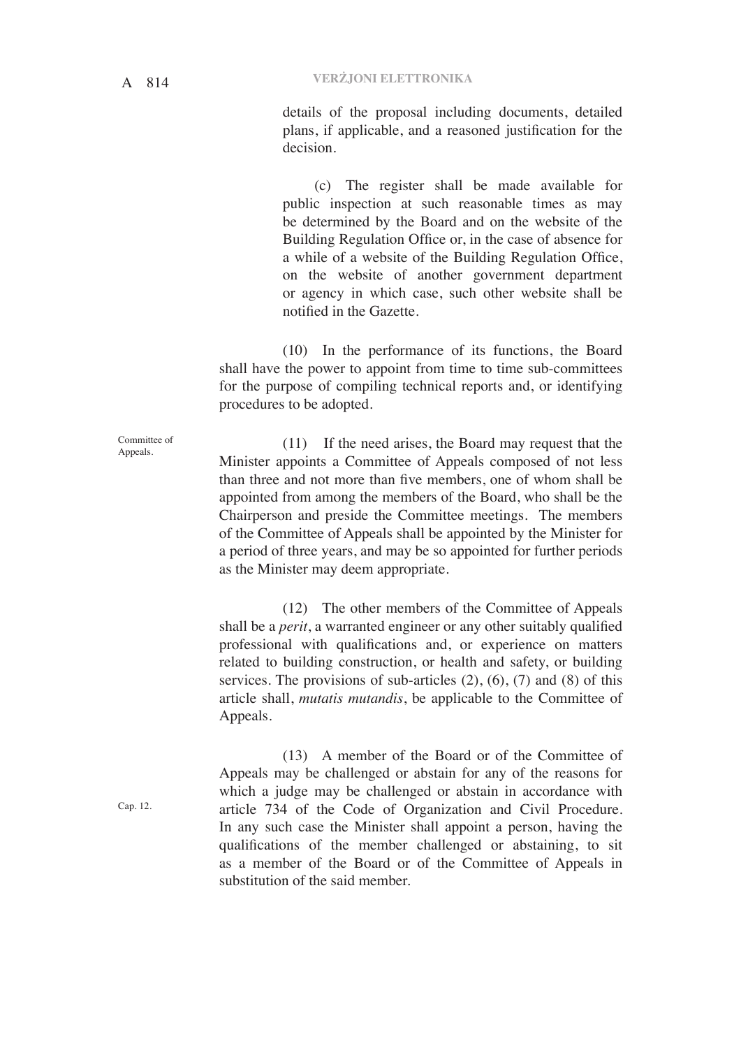details of the proposal including documents, detailed plans, if applicable, and a reasoned justification for the decision.

(c) The register shall be made available for public inspection at such reasonable times as may be determined by the Board and on the website of the Building Regulation Office or, in the case of absence for a while of a website of the Building Regulation Office, on the website of another government department or agency in which case, such other website shall be notified in the Gazette.

(10) In the performance of its functions, the Board shall have the power to appoint from time to time sub-committees for the purpose of compiling technical reports and, or identifying procedures to be adopted.

Committee of Appeals.

(11) If the need arises, the Board may request that the Minister appoints a Committee of Appeals composed of not less than three and not more than five members, one of whom shall be appointed from among the members of the Board, who shall be the Chairperson and preside the Committee meetings. The members of the Committee of Appeals shall be appointed by the Minister for a period of three years, and may be so appointed for further periods as the Minister may deem appropriate.

(12) The other members of the Committee of Appeals shall be a *perit*, a warranted engineer or any other suitably qualified professional with qualifications and, or experience on matters related to building construction, or health and safety, or building services. The provisions of sub-articles (2), (6), (7) and (8) of this article shall, *mutatis mutandis*, be applicable to the Committee of Appeals.

Cap. 12.

(13) A member of the Board or of the Committee of Appeals may be challenged or abstain for any of the reasons for which a judge may be challenged or abstain in accordance with article 734 of the Code of Organization and Civil Procedure. In any such case the Minister shall appoint a person, having the qualifications of the member challenged or abstaining, to sit as a member of the Board or of the Committee of Appeals in substitution of the said member.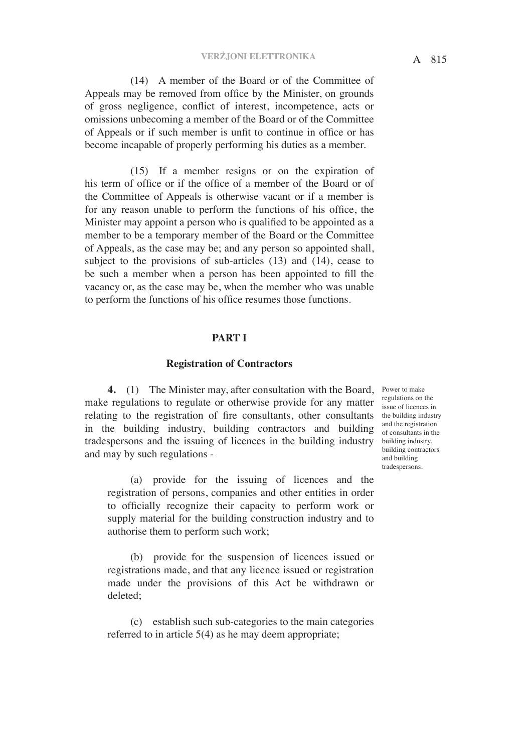(14) A member of the Board or of the Committee of Appeals may be removed from office by the Minister, on grounds of gross negligence, conflict of interest, incompetence, acts or omissions unbecoming a member of the Board or of the Committee of Appeals or if such member is unfit to continue in office or has become incapable of properly performing his duties as a member.

(15) If a member resigns or on the expiration of his term of office or if the office of a member of the Board or of the Committee of Appeals is otherwise vacant or if a member is for any reason unable to perform the functions of his office, the Minister may appoint a person who is qualified to be appointed as a member to be a temporary member of the Board or the Committee of Appeals, as the case may be; and any person so appointed shall, subject to the provisions of sub-articles (13) and (14), cease to be such a member when a person has been appointed to fill the vacancy or, as the case may be, when the member who was unable to perform the functions of his office resumes those functions.

## PART I

### Registration of Contractors

*Power to make regulations on the issue of licences in the building industry and the registration of consultants in the building industry, building contractors and building tradespersons.*

**4.** (1) The Minister may, after consultation with the Board, make regulations to regulate or otherwise provide for any matter relating to the registration of fire consultants, other consultants in the building industry, building contractors and building tradespersons and the issuing of licences in the building industry and may by such regulations -

(a) provide for the issuing of licences and the registration of persons, companies and other entities in order to officially recognize their capacity to perform work or supply material for the building construction industry and to authorise them to perform such work;

(b) provide for the suspension of licences issued or registrations made, and that any licence issued or registration made under the provisions of this Act be withdrawn or deleted;

(c) establish such sub-categories to the main categories referred to in article 5(4) as he may deem appropriate;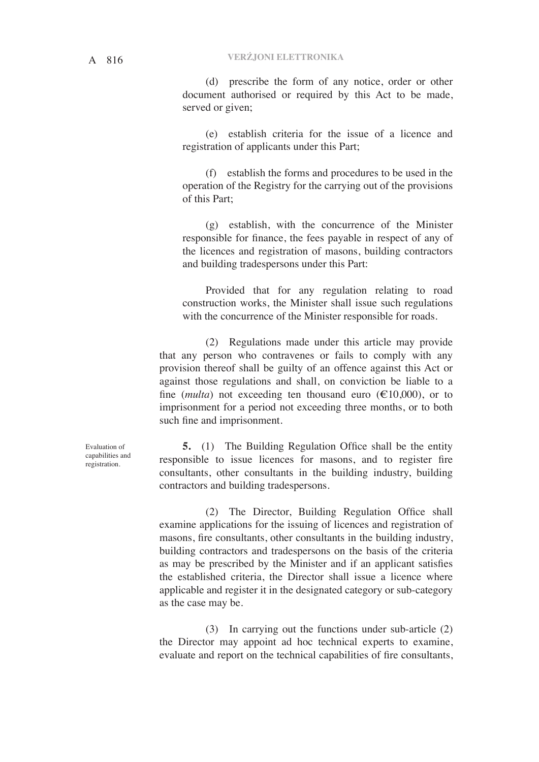(d) prescribe the form of any notice, order or other document authorised or required by this Act to be made, served or given;

(e) establish criteria for the issue of a licence and registration of applicants under this Part;

(f) establish the forms and procedures to be used in the operation of the Registry for the carrying out of the provisions of this Part;

(g) establish, with the concurrence of the Minister responsible for finance, the fees payable in respect of any of the licences and registration of masons, building contractors and building tradespersons under this Part:

Provided that for any regulation relating to road construction works, the Minister shall issue such regulations with the concurrence of the Minister responsible for roads.

(2) Regulations made under this article may provide that any person who contravenes or fails to comply with any provision thereof shall be guilty of an offence against this Act or against those regulations and shall, on conviction be liable to a fine (*multa*) not exceeding ten thousand euro (€10,000), or to imprisonment for a period not exceeding three months, or to both such fine and imprisonment.

Evaluation of capabilities and registration.

**5.** (1) The Building Regulation Office shall be the entity responsible to issue licences for masons, and to register fire consultants, other consultants in the building industry, building contractors and building tradespersons.

(2) The Director, Building Regulation Office shall examine applications for the issuing of licences and registration of masons, fire consultants, other consultants in the building industry, building contractors and tradespersons on the basis of the criteria as may be prescribed by the Minister and if an applicant satisfies the established criteria, the Director shall issue a licence where applicable and register it in the designated category or sub-category as the case may be.

(3) In carrying out the functions under sub-article (2) the Director may appoint ad hoc technical experts to examine, evaluate and report on the technical capabilities of fire consultants,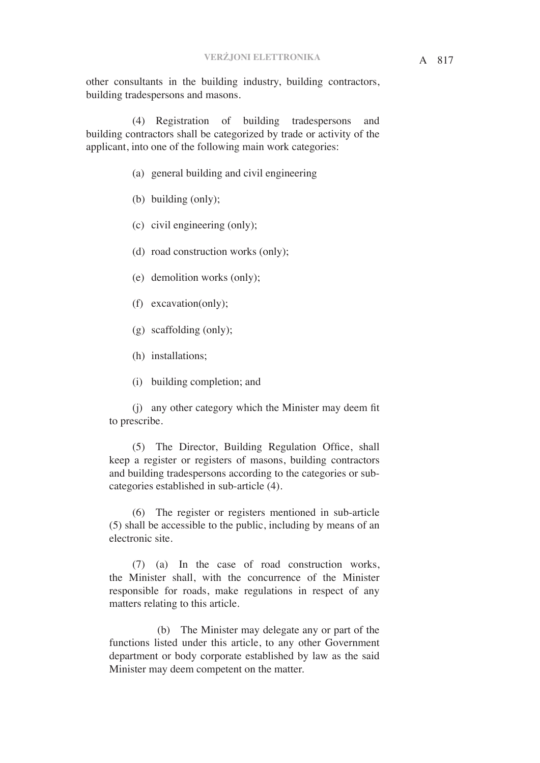other consultants in the building industry, building contractors, building tradespersons and masons.

(4) Registration of building tradespersons and building contractors shall be categorized by trade or activity of the applicant, into one of the following main work categories:

(a) general building and civil engineering

(b) building (only);

(c) civil engineering (only);

(d) road construction works (only);

(e) demolition works (only);

(f) excavation(only);

(g) scaffolding (only);

(h) installations;

(i) building completion; and

(j) any other category which the Minister may deem fit to prescribe.

(5) The Director, Building Regulation Office, shall keep a register or registers of masons, building contractors and building tradespersons according to the categories or sub-categories established in sub-article (4).

(6) The register or registers mentioned in sub-article (5) shall be accessible to the public, including by means of an electronic site.

(7) (a) In the case of road construction works, the Minister shall, with the concurrence of the Minister responsible for roads, make regulations in respect of any matters relating to this article.

(b) The Minister may delegate any or part of the functions listed under this article, to any other Government department or body corporate established by law as the said Minister may deem competent on the matter.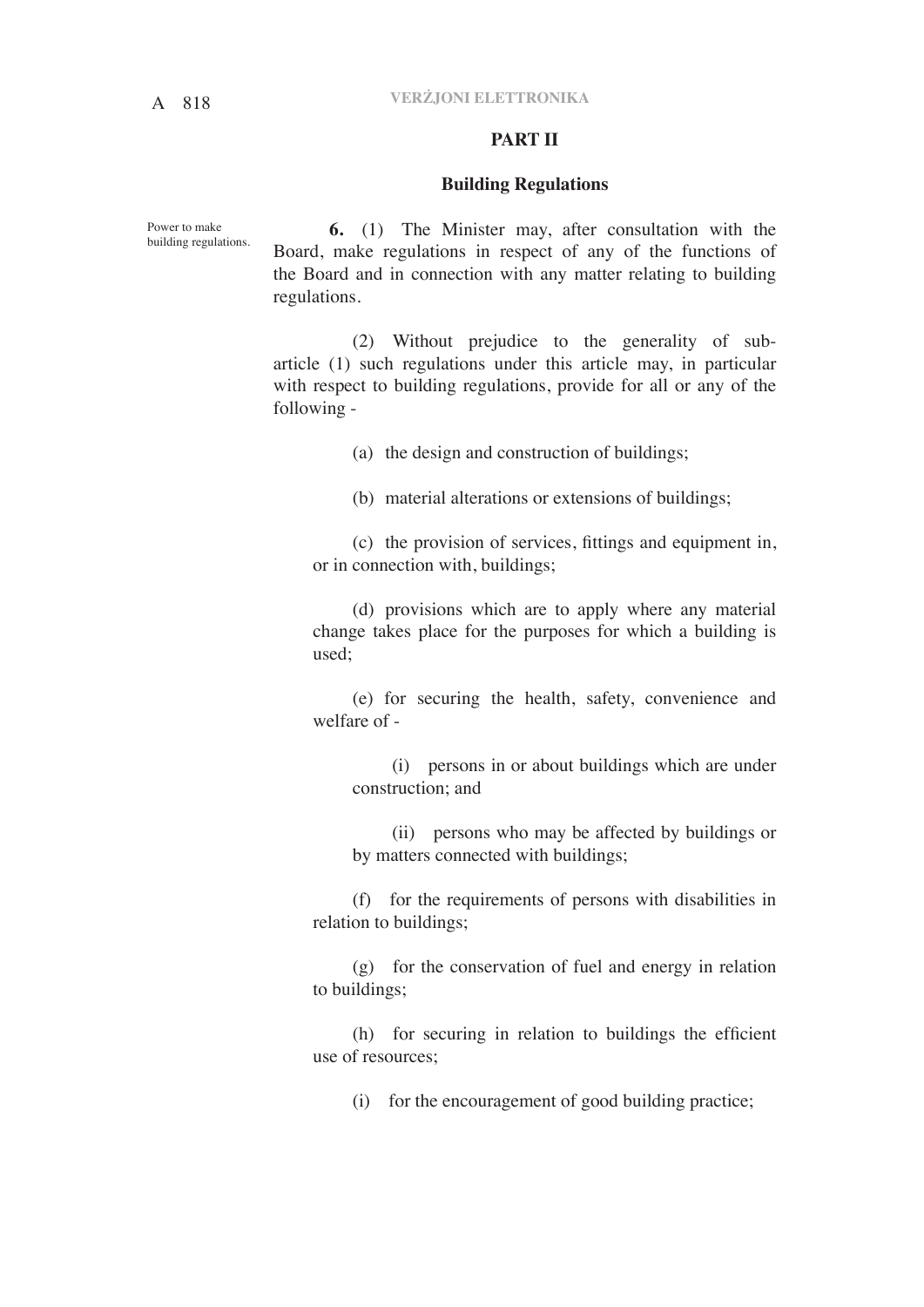## PART II

### Building Regulations

Power to make building regulations.

**6.** (1) The Minister may, after consultation with the Board, make regulations in respect of any of the functions of the Board and in connection with any matter relating to building regulations.

(2) Without prejudice to the generality of sub-article (1) such regulations under this article may, in particular with respect to building regulations, provide for all or any of the following -

(a) the design and construction of buildings;

(b) material alterations or extensions of buildings;

(c) the provision of services, fittings and equipment in, or in connection with, buildings;

(d) provisions which are to apply where any material change takes place for the purposes for which a building is used;

(e) for securing the health, safety, convenience and welfare of -

(i) persons in or about buildings which are under construction; and

(ii) persons who may be affected by buildings or by matters connected with buildings;

(f) for the requirements of persons with disabilities in relation to buildings;

(g) for the conservation of fuel and energy in relation to buildings;

(h) for securing in relation to buildings the efficient use of resources;

(i) for the encouragement of good building practice;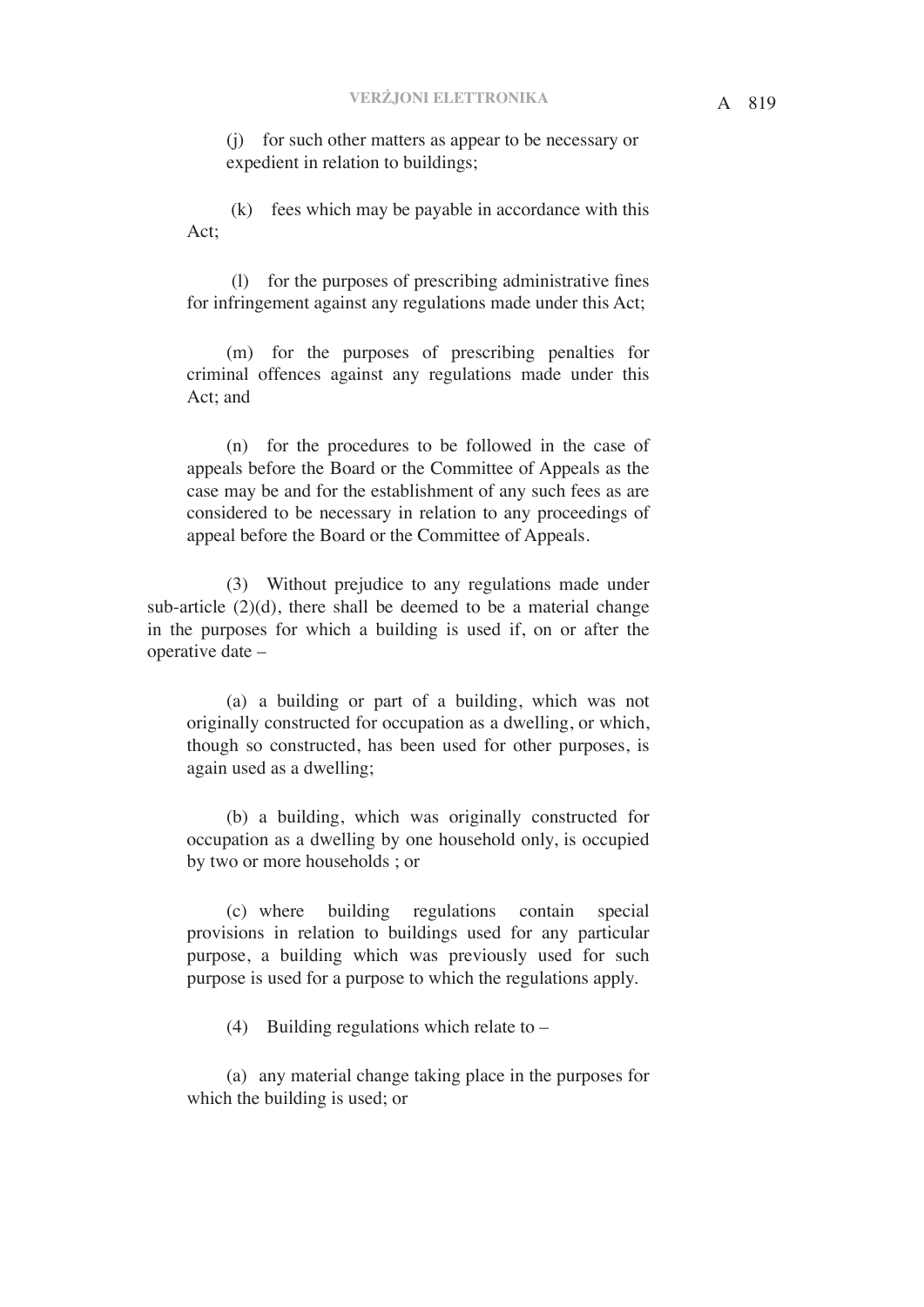(j) for such other matters as appear to be necessary or expedient in relation to buildings;

(k) fees which may be payable in accordance with this Act;

(l) for the purposes of prescribing administrative fines for infringement against any regulations made under this Act;

(m) for the purposes of prescribing penalties for criminal offences against any regulations made under this Act; and

(n) for the procedures to be followed in the case of appeals before the Board or the Committee of Appeals as the case may be and for the establishment of any such fees as are considered to be necessary in relation to any proceedings of appeal before the Board or the Committee of Appeals.

(3) Without prejudice to any regulations made under sub-article (2)(d), there shall be deemed to be a material change in the purposes for which a building is used if, on or after the operative date –

(a) a building or part of a building, which was not originally constructed for occupation as a dwelling, or which, though so constructed, has been used for other purposes, is again used as a dwelling;

(b) a building, which was originally constructed for occupation as a dwelling by one household only, is occupied by two or more households ; or

(c) where building regulations contain special provisions in relation to buildings used for any particular purpose, a building which was previously used for such purpose is used for a purpose to which the regulations apply.

(4) Building regulations which relate to –

(a) any material change taking place in the purposes for which the building is used; or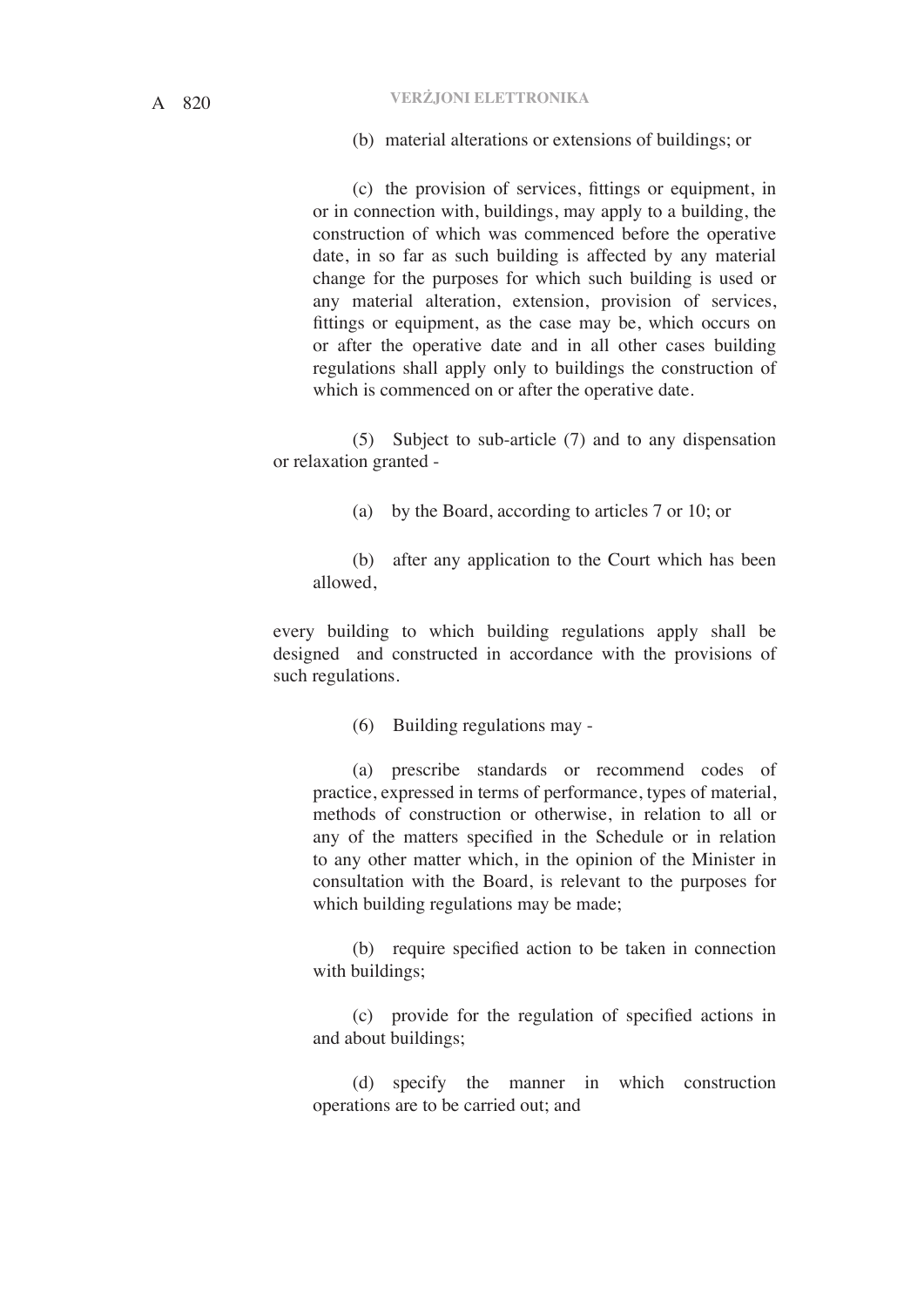(b) material alterations or extensions of buildings; or

(c) the provision of services, fittings or equipment, in or in connection with, buildings, may apply to a building, the construction of which was commenced before the operative date, in so far as such building is affected by any material change for the purposes for which such building is used or any material alteration, extension, provision of services, fittings or equipment, as the case may be, which occurs on or after the operative date and in all other cases building regulations shall apply only to buildings the construction of which is commenced on or after the operative date.

(5) Subject to sub-article (7) and to any dispensation or relaxation granted -

(a) by the Board, according to articles 7 or 10; or

(b) after any application to the Court which has been allowed,

every building to which building regulations apply shall be designed and constructed in accordance with the provisions of such regulations.

(6) Building regulations may -

(a) prescribe standards or recommend codes of practice, expressed in terms of performance, types of material, methods of construction or otherwise, in relation to all or any of the matters specified in the Schedule or in relation to any other matter which, in the opinion of the Minister in consultation with the Board, is relevant to the purposes for which building regulations may be made;

(b) require specified action to be taken in connection with buildings;

(c) provide for the regulation of specified actions in and about buildings;

(d) specify the manner in which construction operations are to be carried out; and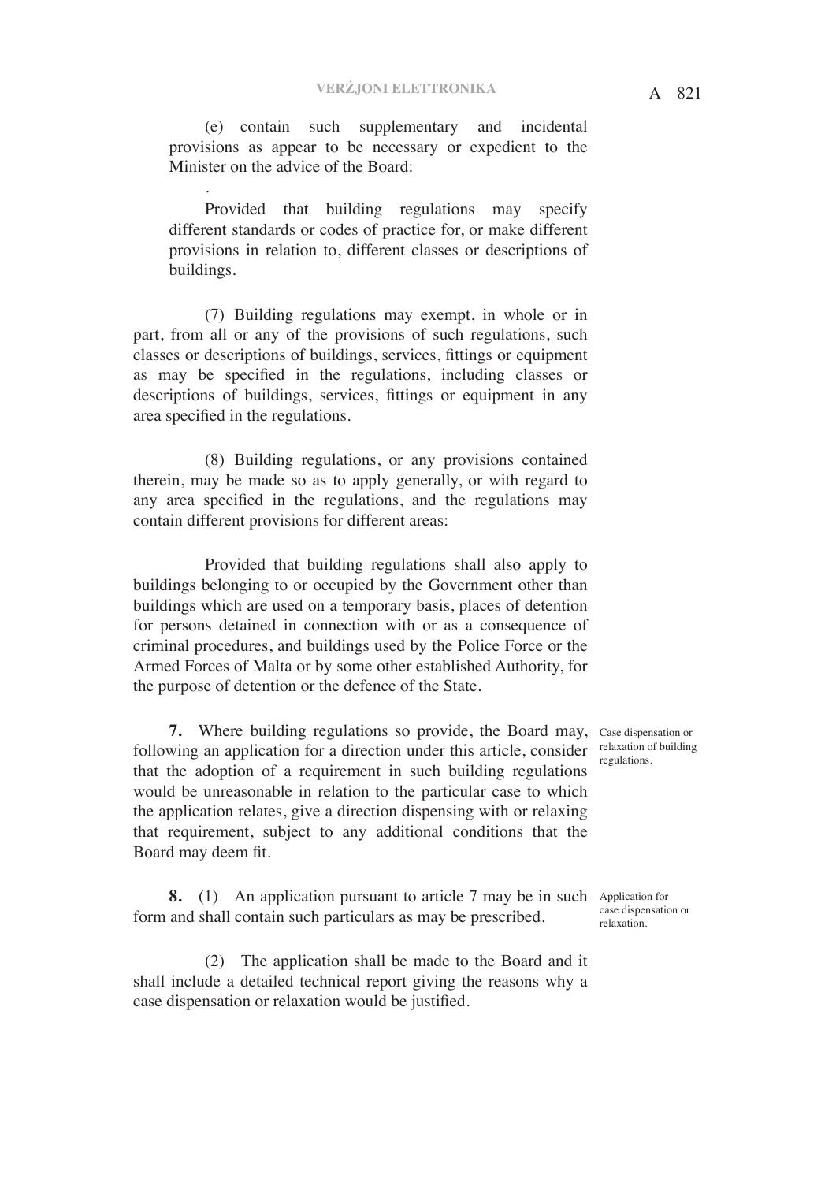(e) contain such supplementary and incidental provisions as appear to be necessary or expedient to the Minister on the advice of the Board:

.

Provided that building regulations may specify different standards or codes of practice for, or make different provisions in relation to, different classes or descriptions of buildings.

(7) Building regulations may exempt, in whole or in part, from all or any of the provisions of such regulations, such classes or descriptions of buildings, services, fittings or equipment as may be specified in the regulations, including classes or descriptions of buildings, services, fittings or equipment in any area specified in the regulations.

(8) Building regulations, or any provisions contained therein, may be made so as to apply generally, or with regard to any area specified in the regulations, and the regulations may contain different provisions for different areas:

Provided that building regulations shall also apply to buildings belonging to or occupied by the Government other than buildings which are used on a temporary basis, places of detention for persons detained in connection with or as a consequence of criminal procedures, and buildings used by the Police Force or the Armed Forces of Malta or by some other established Authority, for the purpose of detention or the defence of the State.

*Case dispensation or relaxation of building regulations.*

**7.** Where building regulations so provide, the Board may, following an application for a direction under this article, consider that the adoption of a requirement in such building regulations would be unreasonable in relation to the particular case to which the application relates, give a direction dispensing with or relaxing that requirement, subject to any additional conditions that the Board may deem fit.

*Application for case dispensation or relaxation.*

**8.** (1) An application pursuant to article 7 may be in such form and shall contain such particulars as may be prescribed.

(2) The application shall be made to the Board and it shall include a detailed technical report giving the reasons why a case dispensation or relaxation would be justified.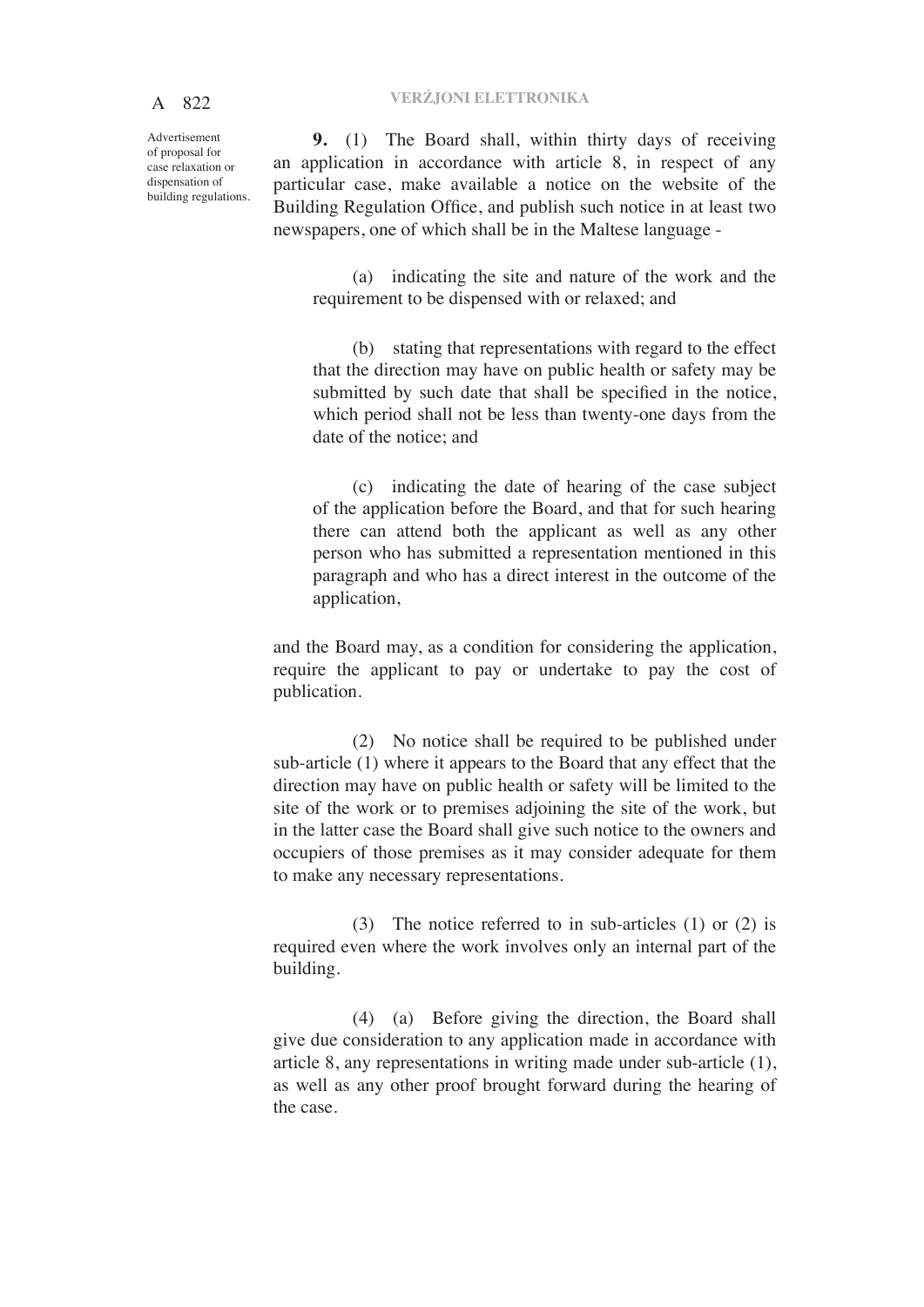Advertisement of proposal for case relaxation or dispensation of building regulations.

**9.** (1) The Board shall, within thirty days of receiving an application in accordance with article 8, in respect of any particular case, make available a notice on the website of the Building Regulation Office, and publish such notice in at least two newspapers, one of which shall be in the Maltese language -

(a) indicating the site and nature of the work and the requirement to be dispensed with or relaxed; and

(b) stating that representations with regard to the effect that the direction may have on public health or safety may be submitted by such date that shall be specified in the notice, which period shall not be less than twenty-one days from the date of the notice; and

(c) indicating the date of hearing of the case subject of the application before the Board, and that for such hearing there can attend both the applicant as well as any other person who has submitted a representation mentioned in this paragraph and who has a direct interest in the outcome of the application,

and the Board may, as a condition for considering the application, require the applicant to pay or undertake to pay the cost of publication.

(2) No notice shall be required to be published under sub-article (1) where it appears to the Board that any effect that the direction may have on public health or safety will be limited to the site of the work or to premises adjoining the site of the work, but in the latter case the Board shall give such notice to the owners and occupiers of those premises as it may consider adequate for them to make any necessary representations.

(3) The notice referred to in sub-articles (1) or (2) is required even where the work involves only an internal part of the building.

(4) (a) Before giving the direction, the Board shall give due consideration to any application made in accordance with article 8, any representations in writing made under sub-article (1), as well as any other proof brought forward during the hearing of the case.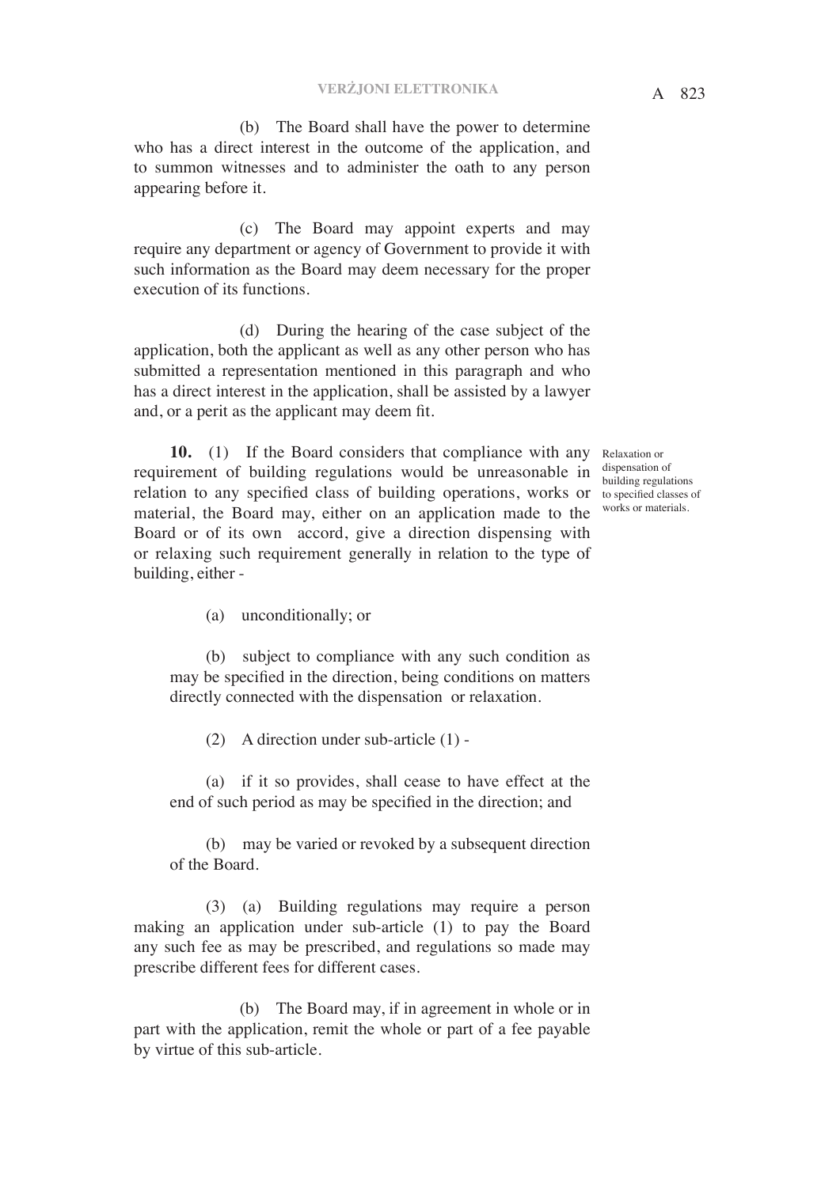(b) The Board shall have the power to determine who has a direct interest in the outcome of the application, and to summon witnesses and to administer the oath to any person appearing before it.

(c) The Board may appoint experts and may require any department or agency of Government to provide it with such information as the Board may deem necessary for the proper execution of its functions.

(d) During the hearing of the case subject of the application, both the applicant as well as any other person who has submitted a representation mentioned in this paragraph and who has a direct interest in the application, shall be assisted by a lawyer and, or a perit as the applicant may deem fit.

*Relaxation or dispensation of building regulations to specified classes of works or materials.*

**10.** (1) If the Board considers that compliance with any requirement of building regulations would be unreasonable in relation to any specified class of building operations, works or material, the Board may, either on an application made to the Board or of its own accord, give a direction dispensing with or relaxing such requirement generally in relation to the type of building, either -

(a) unconditionally; or

(b) subject to compliance with any such condition as may be specified in the direction, being conditions on matters directly connected with the dispensation or relaxation.

(2) A direction under sub-article (1) -

(a) if it so provides, shall cease to have effect at the end of such period as may be specified in the direction; and

(b) may be varied or revoked by a subsequent direction of the Board.

(3) (a) Building regulations may require a person making an application under sub-article (1) to pay the Board any such fee as may be prescribed, and regulations so made may prescribe different fees for different cases.

(b) The Board may, if in agreement in whole or in part with the application, remit the whole or part of a fee payable by virtue of this sub-article.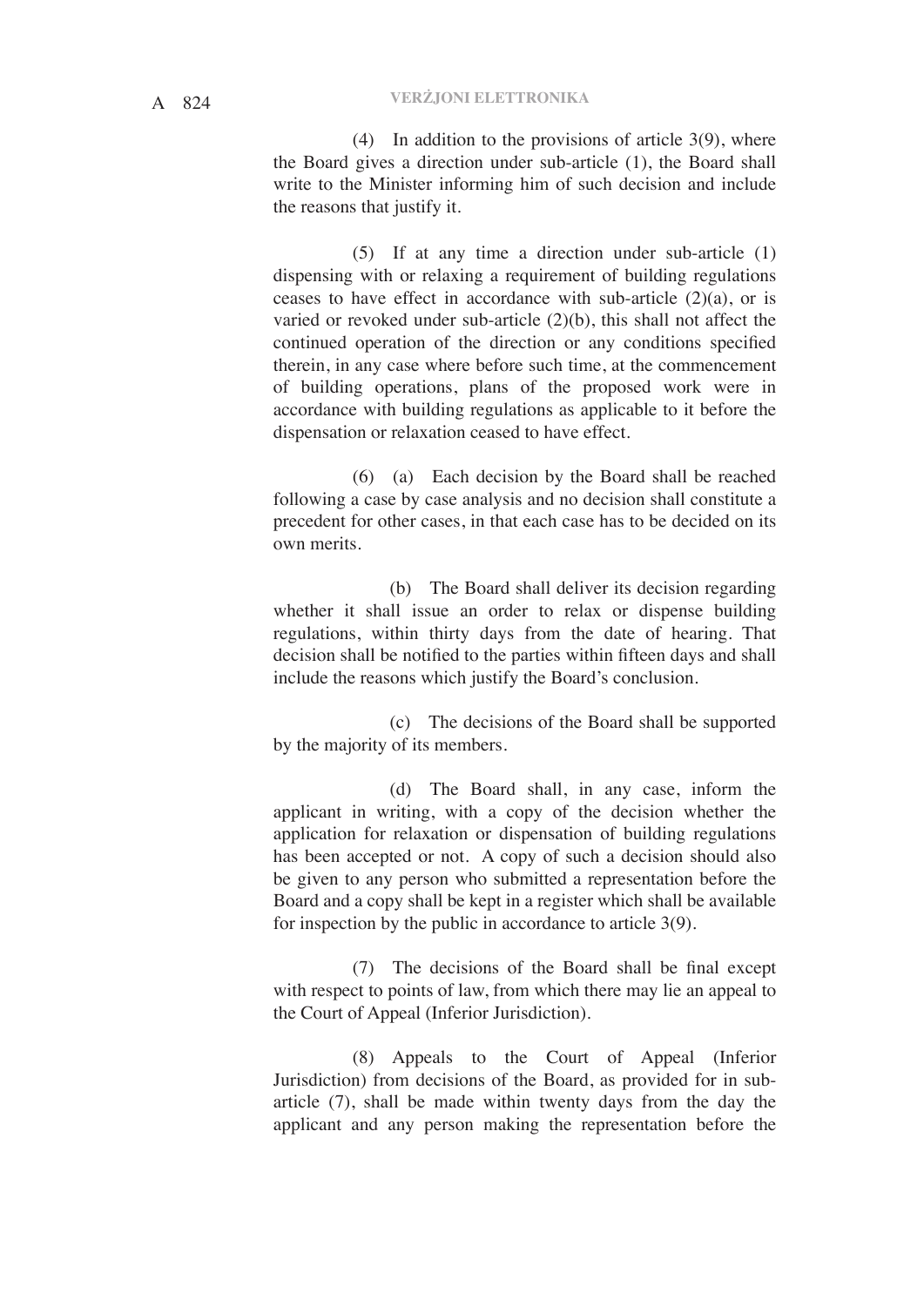(4) In addition to the provisions of article 3(9), where the Board gives a direction under sub-article (1), the Board shall write to the Minister informing him of such decision and include the reasons that justify it.

(5) If at any time a direction under sub-article (1) dispensing with or relaxing a requirement of building regulations ceases to have effect in accordance with sub-article (2)(a), or is varied or revoked under sub-article (2)(b), this shall not affect the continued operation of the direction or any conditions specified therein, in any case where before such time, at the commencement of building operations, plans of the proposed work were in accordance with building regulations as applicable to it before the dispensation or relaxation ceased to have effect.

(6) (a) Each decision by the Board shall be reached following a case by case analysis and no decision shall constitute a precedent for other cases, in that each case has to be decided on its own merits.

(b) The Board shall deliver its decision regarding whether it shall issue an order to relax or dispense building regulations, within thirty days from the date of hearing. That decision shall be notified to the parties within fifteen days and shall include the reasons which justify the Board's conclusion.

(c) The decisions of the Board shall be supported by the majority of its members.

(d) The Board shall, in any case, inform the applicant in writing, with a copy of the decision whether the application for relaxation or dispensation of building regulations has been accepted or not. A copy of such a decision should also be given to any person who submitted a representation before the Board and a copy shall be kept in a register which shall be available for inspection by the public in accordance to article 3(9).

(7) The decisions of the Board shall be final except with respect to points of law, from which there may lie an appeal to the Court of Appeal (Inferior Jurisdiction).

(8) Appeals to the Court of Appeal (Inferior Jurisdiction) from decisions of the Board, as provided for in sub-article (7), shall be made within twenty days from the day the applicant and any person making the representation before the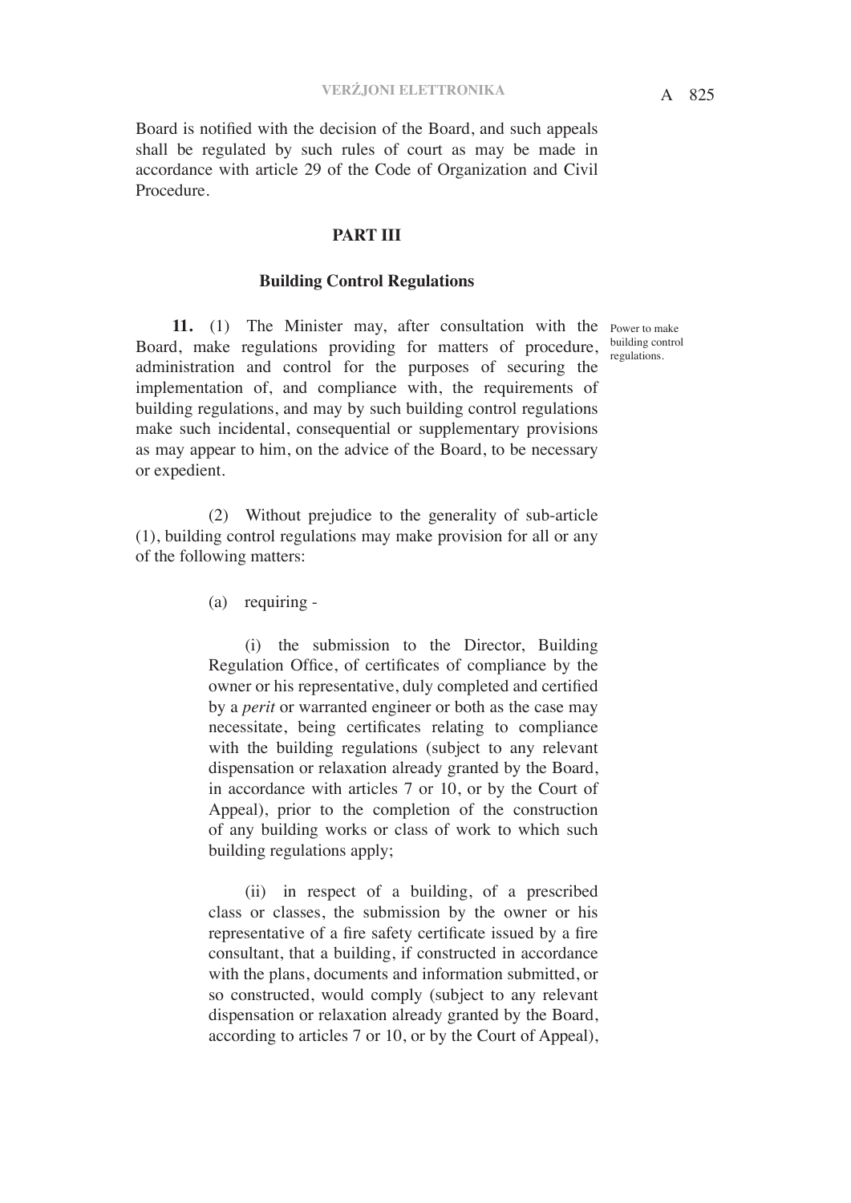Board is notified with the decision of the Board, and such appeals shall be regulated by such rules of court as may be made in accordance with article 29 of the Code of Organization and Civil Procedure.

## PART III

### Building Control Regulations

Power to make building control regulations.

**11.** (1) The Minister may, after consultation with the Board, make regulations providing for matters of procedure, administration and control for the purposes of securing the implementation of, and compliance with, the requirements of building regulations, and may by such building control regulations make such incidental, consequential or supplementary provisions as may appear to him, on the advice of the Board, to be necessary or expedient.

(2) Without prejudice to the generality of sub-article (1), building control regulations may make provision for all or any of the following matters:

(a) requiring -

(i) the submission to the Director, Building Regulation Office, of certificates of compliance by the owner or his representative, duly completed and certified by a *perit* or warranted engineer or both as the case may necessitate, being certificates relating to compliance with the building regulations (subject to any relevant dispensation or relaxation already granted by the Board, in accordance with articles 7 or 10, or by the Court of Appeal), prior to the completion of the construction of any building works or class of work to which such building regulations apply;

(ii) in respect of a building, of a prescribed class or classes, the submission by the owner or his representative of a fire safety certificate issued by a fire consultant, that a building, if constructed in accordance with the plans, documents and information submitted, or so constructed, would comply (subject to any relevant dispensation or relaxation already granted by the Board, according to articles 7 or 10, or by the Court of Appeal),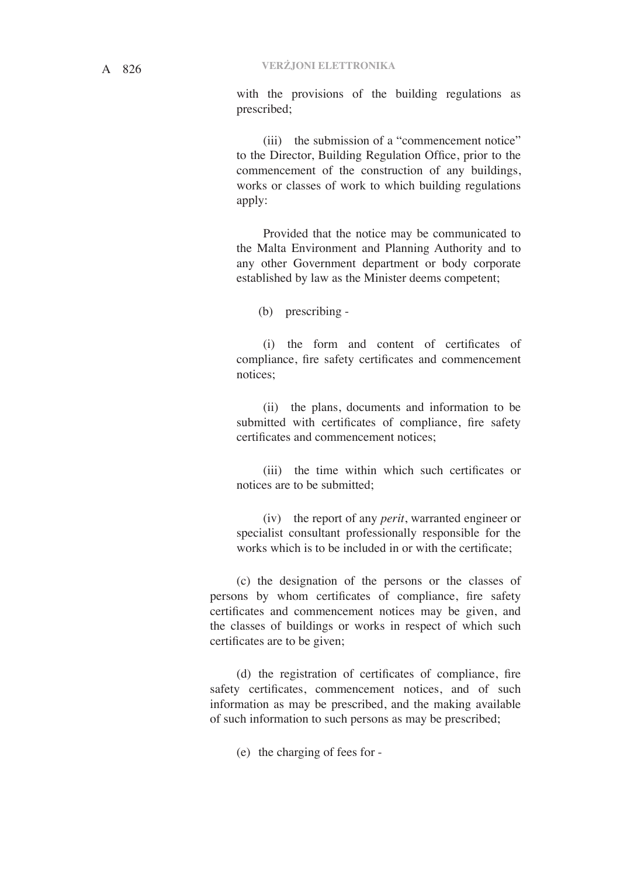with the provisions of the building regulations as prescribed;

(iii) the submission of a "commencement notice" to the Director, Building Regulation Office, prior to the commencement of the construction of any buildings, works or classes of work to which building regulations apply:

Provided that the notice may be communicated to the Malta Environment and Planning Authority and to any other Government department or body corporate established by law as the Minister deems competent;

(b) prescribing -

(i) the form and content of certificates of compliance, fire safety certificates and commencement notices;

(ii) the plans, documents and information to be submitted with certificates of compliance, fire safety certificates and commencement notices;

(iii) the time within which such certificates or notices are to be submitted;

(iv) the report of any *perit*, warranted engineer or specialist consultant professionally responsible for the works which is to be included in or with the certificate;

(c) the designation of the persons or the classes of persons by whom certificates of compliance, fire safety certificates and commencement notices may be given, and the classes of buildings or works in respect of which such certificates are to be given;

(d) the registration of certificates of compliance, fire safety certificates, commencement notices, and of such information as may be prescribed, and the making available of such information to such persons as may be prescribed;

(e) the charging of fees for -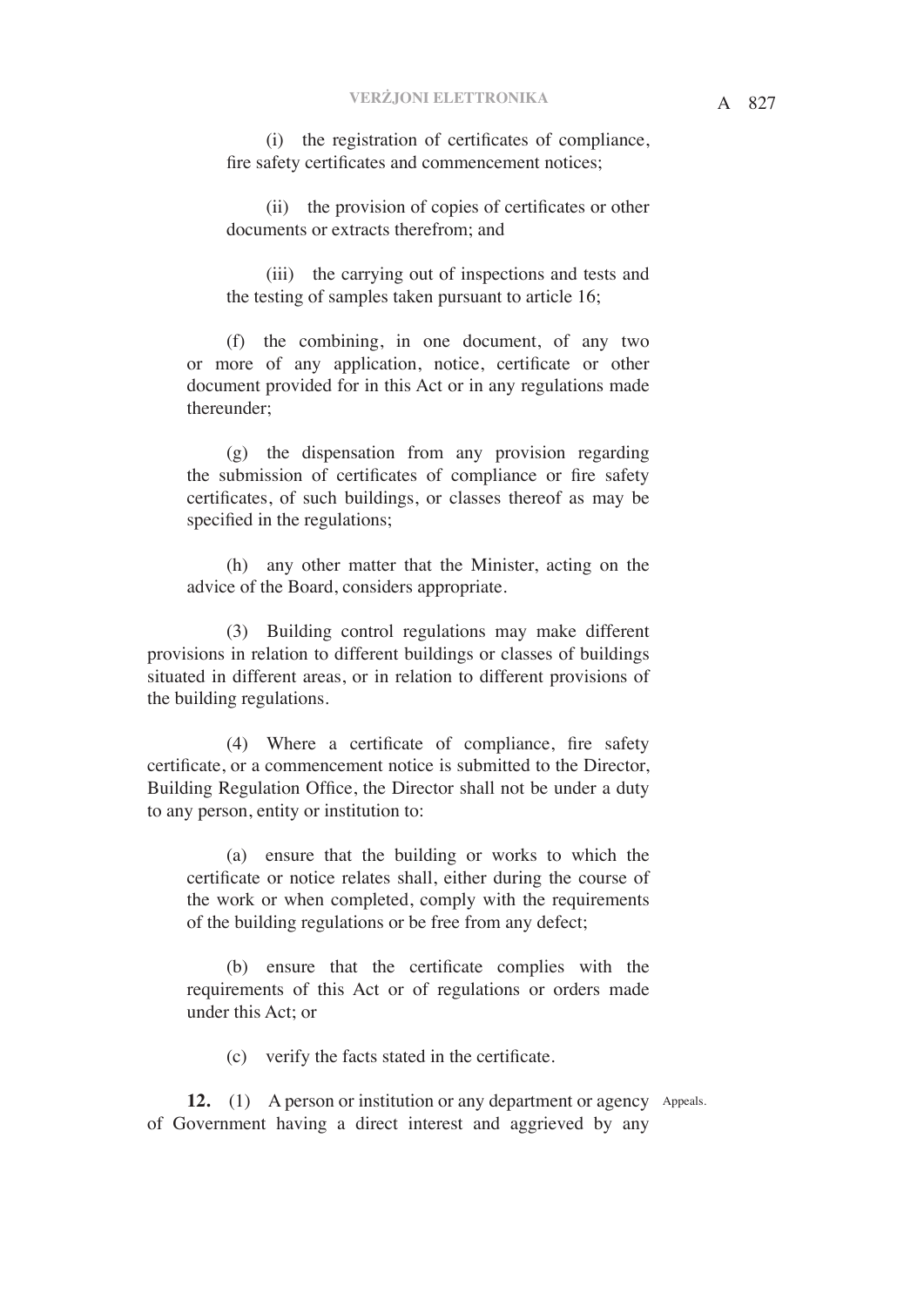(i) the registration of certificates of compliance, fire safety certificates and commencement notices;

(ii) the provision of copies of certificates or other documents or extracts therefrom; and

(iii) the carrying out of inspections and tests and the testing of samples taken pursuant to article 16;

(f) the combining, in one document, of any two or more of any application, notice, certificate or other document provided for in this Act or in any regulations made thereunder;

(g) the dispensation from any provision regarding the submission of certificates of compliance or fire safety certificates, of such buildings, or classes thereof as may be specified in the regulations;

(h) any other matter that the Minister, acting on the advice of the Board, considers appropriate.

(3) Building control regulations may make different provisions in relation to different buildings or classes of buildings situated in different areas, or in relation to different provisions of the building regulations.

(4) Where a certificate of compliance, fire safety certificate, or a commencement notice is submitted to the Director, Building Regulation Office, the Director shall not be under a duty to any person, entity or institution to:

(a) ensure that the building or works to which the certificate or notice relates shall, either during the course of the work or when completed, comply with the requirements of the building regulations or be free from any defect;

(b) ensure that the certificate complies with the requirements of this Act or of regulations or orders made under this Act; or

(c) verify the facts stated in the certificate.

Appeals.

**12.** (1) A person or institution or any department or agency of Government having a direct interest and aggrieved by any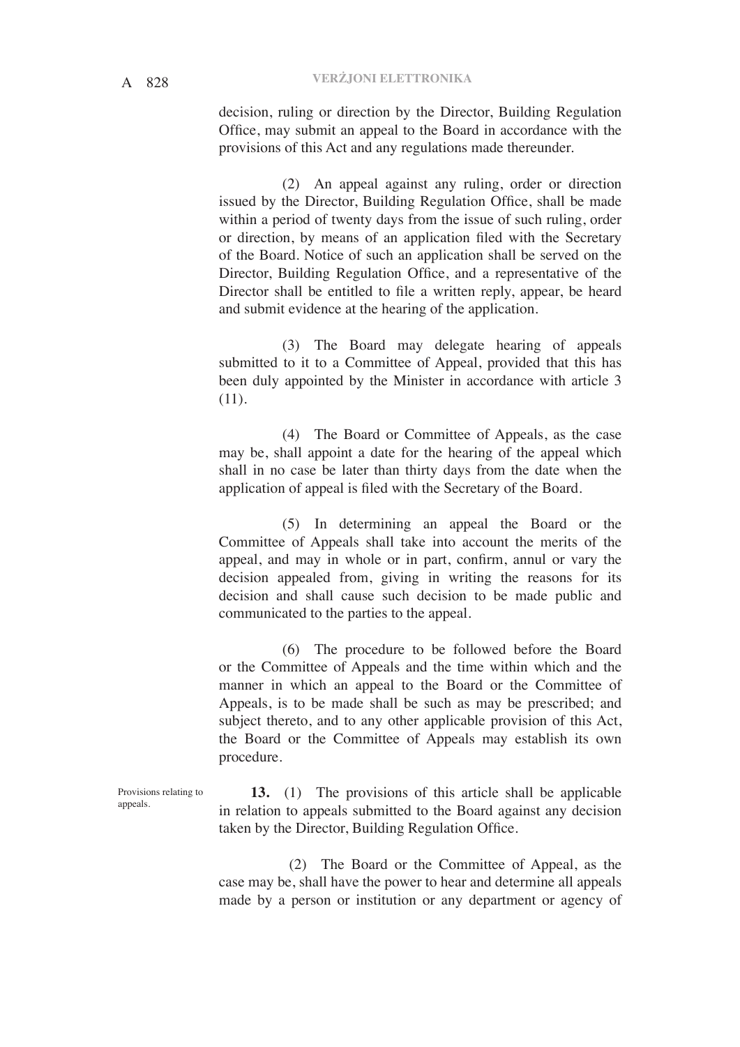decision, ruling or direction by the Director, Building Regulation Office, may submit an appeal to the Board in accordance with the provisions of this Act and any regulations made thereunder.

(2) An appeal against any ruling, order or direction issued by the Director, Building Regulation Office, shall be made within a period of twenty days from the issue of such ruling, order or direction, by means of an application filed with the Secretary of the Board. Notice of such an application shall be served on the Director, Building Regulation Office, and a representative of the Director shall be entitled to file a written reply, appear, be heard and submit evidence at the hearing of the application.

(3) The Board may delegate hearing of appeals submitted to it to a Committee of Appeal, provided that this has been duly appointed by the Minister in accordance with article 3 (11).

(4) The Board or Committee of Appeals, as the case may be, shall appoint a date for the hearing of the appeal which shall in no case be later than thirty days from the date when the application of appeal is filed with the Secretary of the Board.

(5) In determining an appeal the Board or the Committee of Appeals shall take into account the merits of the appeal, and may in whole or in part, confirm, annul or vary the decision appealed from, giving in writing the reasons for its decision and shall cause such decision to be made public and communicated to the parties to the appeal.

(6) The procedure to be followed before the Board or the Committee of Appeals and the time within which and the manner in which an appeal to the Board or the Committee of Appeals, is to be made shall be such as may be prescribed; and subject thereto, and to any other applicable provision of this Act, the Board or the Committee of Appeals may establish its own procedure.

Provisions relating to appeals.

**13.** (1) The provisions of this article shall be applicable in relation to appeals submitted to the Board against any decision taken by the Director, Building Regulation Office.

(2) The Board or the Committee of Appeal, as the case may be, shall have the power to hear and determine all appeals made by a person or institution or any department or agency of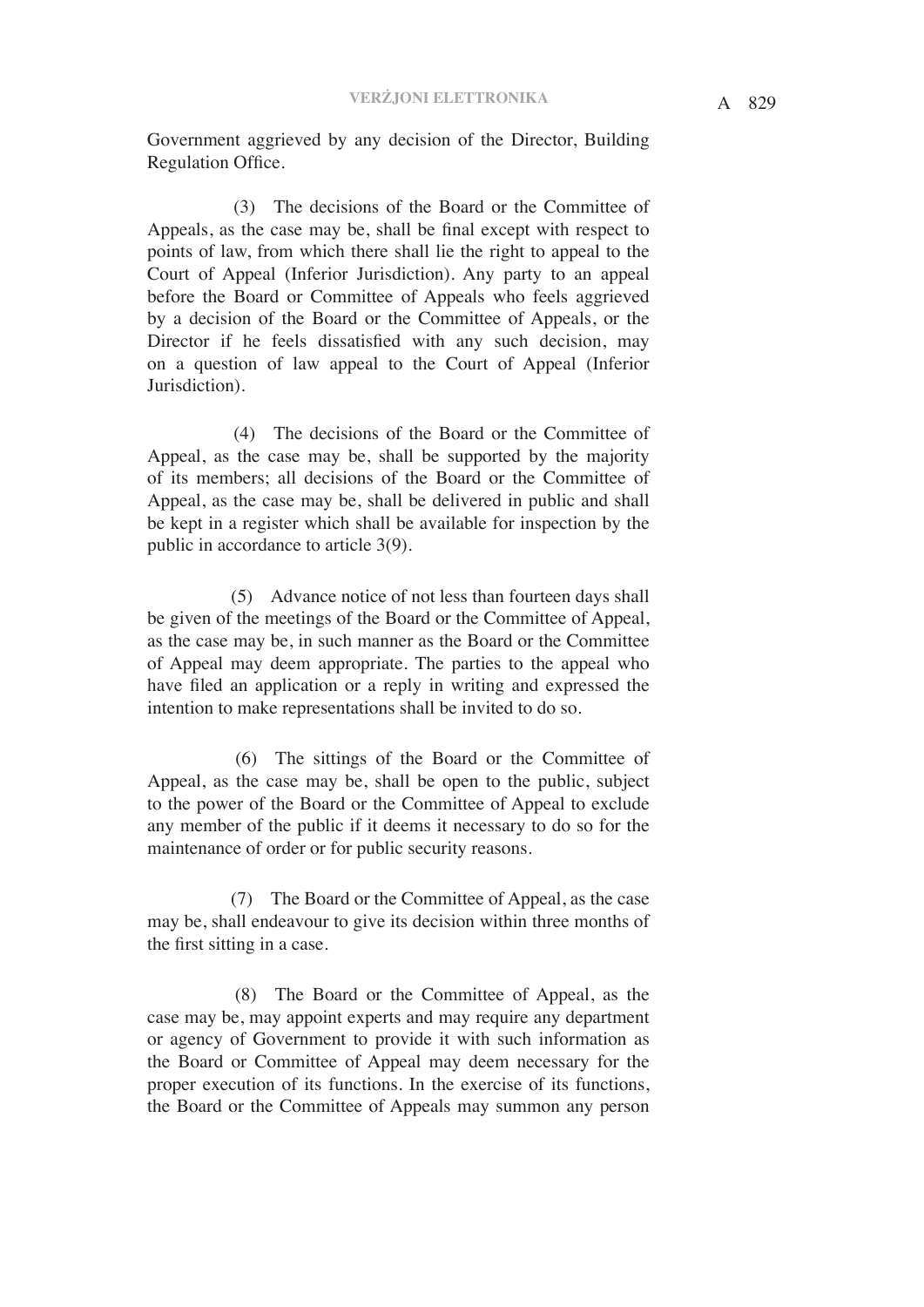Government aggrieved by any decision of the Director, Building Regulation Office.

(3) The decisions of the Board or the Committee of Appeals, as the case may be, shall be final except with respect to points of law, from which there shall lie the right to appeal to the Court of Appeal (Inferior Jurisdiction). Any party to an appeal before the Board or Committee of Appeals who feels aggrieved by a decision of the Board or the Committee of Appeals, or the Director if he feels dissatisfied with any such decision, may on a question of law appeal to the Court of Appeal (Inferior Jurisdiction).

(4) The decisions of the Board or the Committee of Appeal, as the case may be, shall be supported by the majority of its members; all decisions of the Board or the Committee of Appeal, as the case may be, shall be delivered in public and shall be kept in a register which shall be available for inspection by the public in accordance to article 3(9).

(5) Advance notice of not less than fourteen days shall be given of the meetings of the Board or the Committee of Appeal, as the case may be, in such manner as the Board or the Committee of Appeal may deem appropriate. The parties to the appeal who have filed an application or a reply in writing and expressed the intention to make representations shall be invited to do so.

(6) The sittings of the Board or the Committee of Appeal, as the case may be, shall be open to the public, subject to the power of the Board or the Committee of Appeal to exclude any member of the public if it deems it necessary to do so for the maintenance of order or for public security reasons.

(7) The Board or the Committee of Appeal, as the case may be, shall endeavour to give its decision within three months of the first sitting in a case.

(8) The Board or the Committee of Appeal, as the case may be, may appoint experts and may require any department or agency of Government to provide it with such information as the Board or Committee of Appeal may deem necessary for the proper execution of its functions. In the exercise of its functions, the Board or the Committee of Appeals may summon any person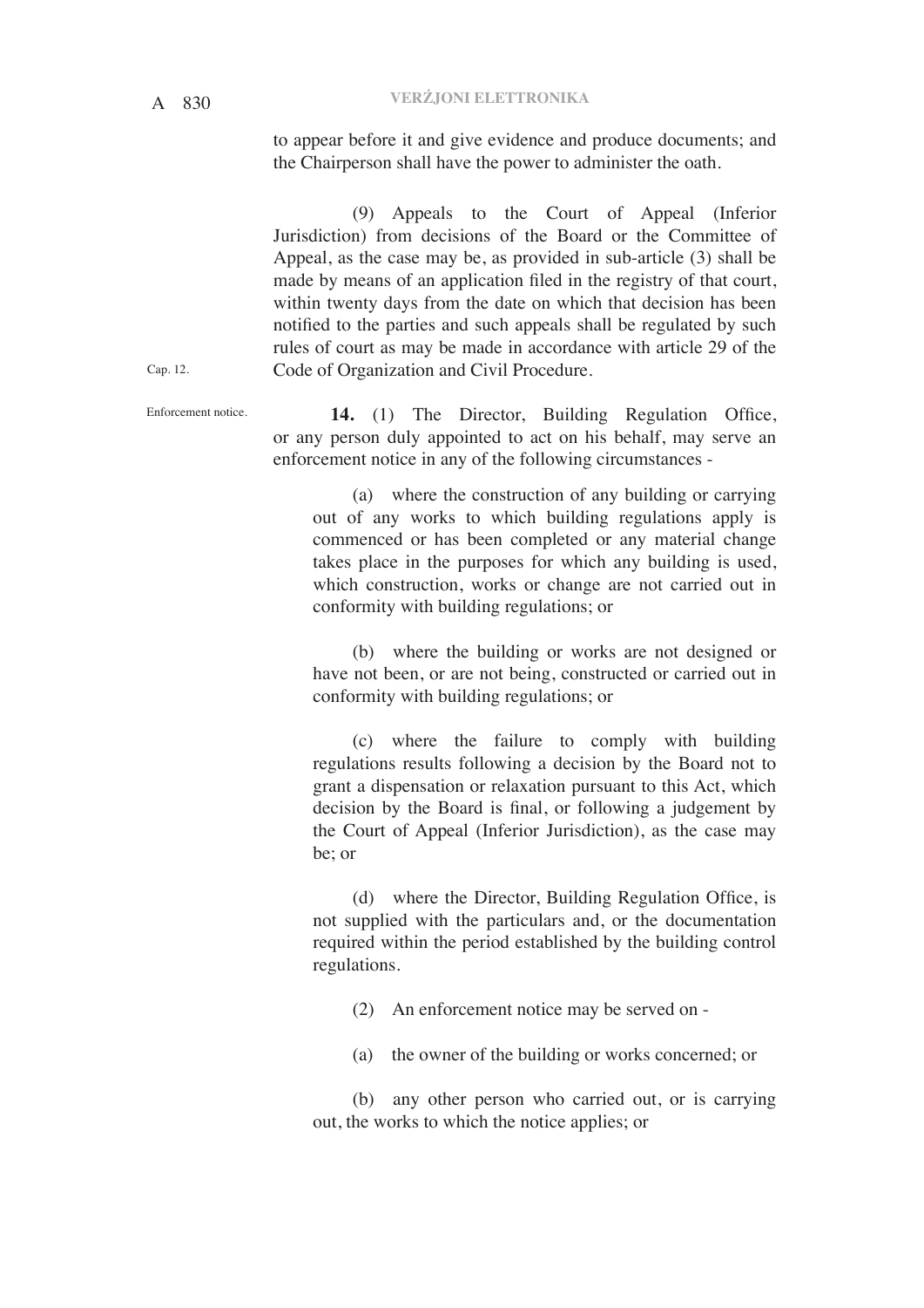to appear before it and give evidence and produce documents; and the Chairperson shall have the power to administer the oath.

(9) Appeals to the Court of Appeal (Inferior Jurisdiction) from decisions of the Board or the Committee of Appeal, as the case may be, as provided in sub-article (3) shall be made by means of an application filed in the registry of that court, within twenty days from the date on which that decision has been notified to the parties and such appeals shall be regulated by such rules of court as may be made in accordance with article 29 of the Code of Organization and Civil Procedure.

Cap. 12.

Enforcement notice.

**14.** (1) The Director, Building Regulation Office, or any person duly appointed to act on his behalf, may serve an enforcement notice in any of the following circumstances -

(a) where the construction of any building or carrying out of any works to which building regulations apply is commenced or has been completed or any material change takes place in the purposes for which any building is used, which construction, works or change are not carried out in conformity with building regulations; or

(b) where the building or works are not designed or have not been, or are not being, constructed or carried out in conformity with building regulations; or

(c) where the failure to comply with building regulations results following a decision by the Board not to grant a dispensation or relaxation pursuant to this Act, which decision by the Board is final, or following a judgement by the Court of Appeal (Inferior Jurisdiction), as the case may be; or

(d) where the Director, Building Regulation Office, is not supplied with the particulars and, or the documentation required within the period established by the building control regulations.

(2) An enforcement notice may be served on -

(a) the owner of the building or works concerned; or

(b) any other person who carried out, or is carrying out, the works to which the notice applies; or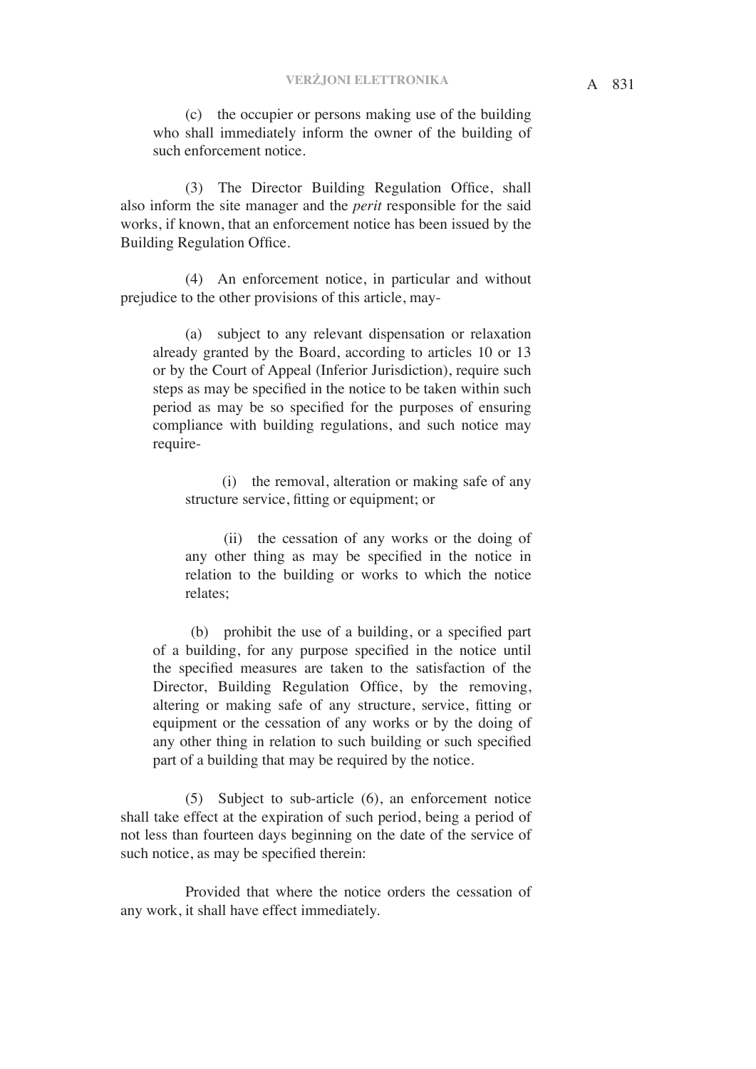(c) the occupier or persons making use of the building who shall immediately inform the owner of the building of such enforcement notice.

(3) The Director Building Regulation Office, shall also inform the site manager and the *perit* responsible for the said works, if known, that an enforcement notice has been issued by the Building Regulation Office.

(4) An enforcement notice, in particular and without prejudice to the other provisions of this article, may-

(a) subject to any relevant dispensation or relaxation already granted by the Board, according to articles 10 or 13 or by the Court of Appeal (Inferior Jurisdiction), require such steps as may be specified in the notice to be taken within such period as may be so specified for the purposes of ensuring compliance with building regulations, and such notice may require-

(i) the removal, alteration or making safe of any structure service, fitting or equipment; or

(ii) the cessation of any works or the doing of any other thing as may be specified in the notice in relation to the building or works to which the notice relates;

(b) prohibit the use of a building, or a specified part of a building, for any purpose specified in the notice until the specified measures are taken to the satisfaction of the Director, Building Regulation Office, by the removing, altering or making safe of any structure, service, fitting or equipment or the cessation of any works or by the doing of any other thing in relation to such building or such specified part of a building that may be required by the notice.

(5) Subject to sub-article (6), an enforcement notice shall take effect at the expiration of such period, being a period of not less than fourteen days beginning on the date of the service of such notice, as may be specified therein:

Provided that where the notice orders the cessation of any work, it shall have effect immediately.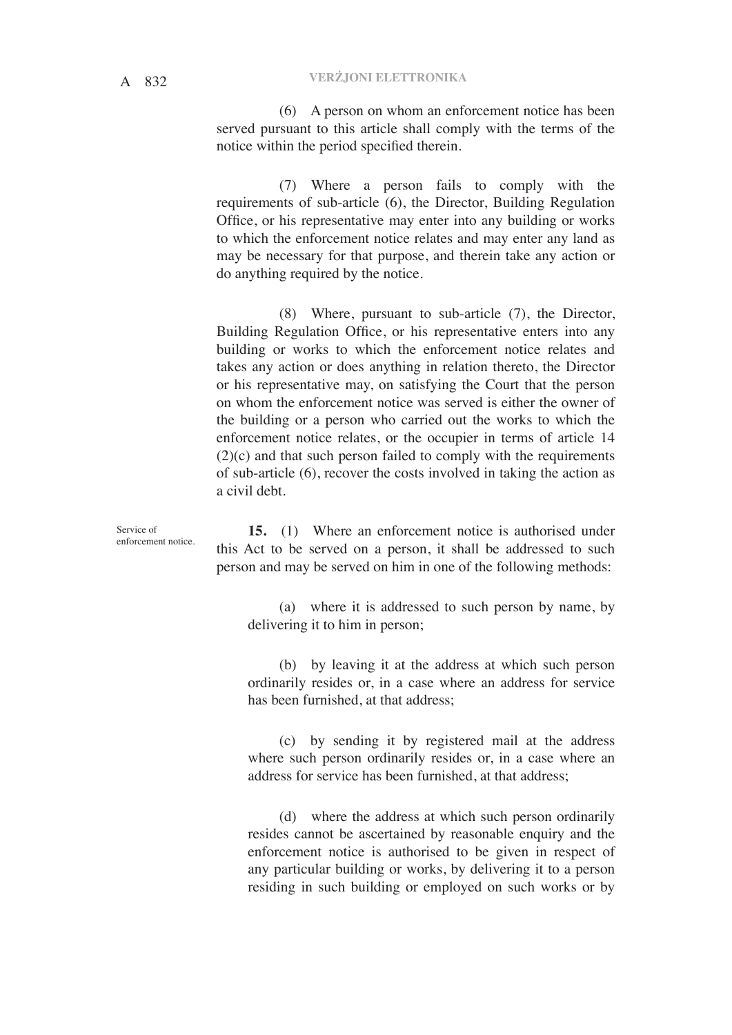(6) A person on whom an enforcement notice has been served pursuant to this article shall comply with the terms of the notice within the period specified therein.

(7) Where a person fails to comply with the requirements of sub-article (6), the Director, Building Regulation Office, or his representative may enter into any building or works to which the enforcement notice relates and may enter any land as may be necessary for that purpose, and therein take any action or do anything required by the notice.

(8) Where, pursuant to sub-article (7), the Director, Building Regulation Office, or his representative enters into any building or works to which the enforcement notice relates and takes any action or does anything in relation thereto, the Director or his representative may, on satisfying the Court that the person on whom the enforcement notice was served is either the owner of the building or a person who carried out the works to which the enforcement notice relates, or the occupier in terms of article 14 (2)(c) and that such person failed to comply with the requirements of sub-article (6), recover the costs involved in taking the action as a civil debt.

Service of enforcement notice.

**15.** (1) Where an enforcement notice is authorised under this Act to be served on a person, it shall be addressed to such person and may be served on him in one of the following methods:

(a) where it is addressed to such person by name, by delivering it to him in person;

(b) by leaving it at the address at which such person ordinarily resides or, in a case where an address for service has been furnished, at that address;

(c) by sending it by registered mail at the address where such person ordinarily resides or, in a case where an address for service has been furnished, at that address;

(d) where the address at which such person ordinarily resides cannot be ascertained by reasonable enquiry and the enforcement notice is authorised to be given in respect of any particular building or works, by delivering it to a person residing in such building or employed on such works or by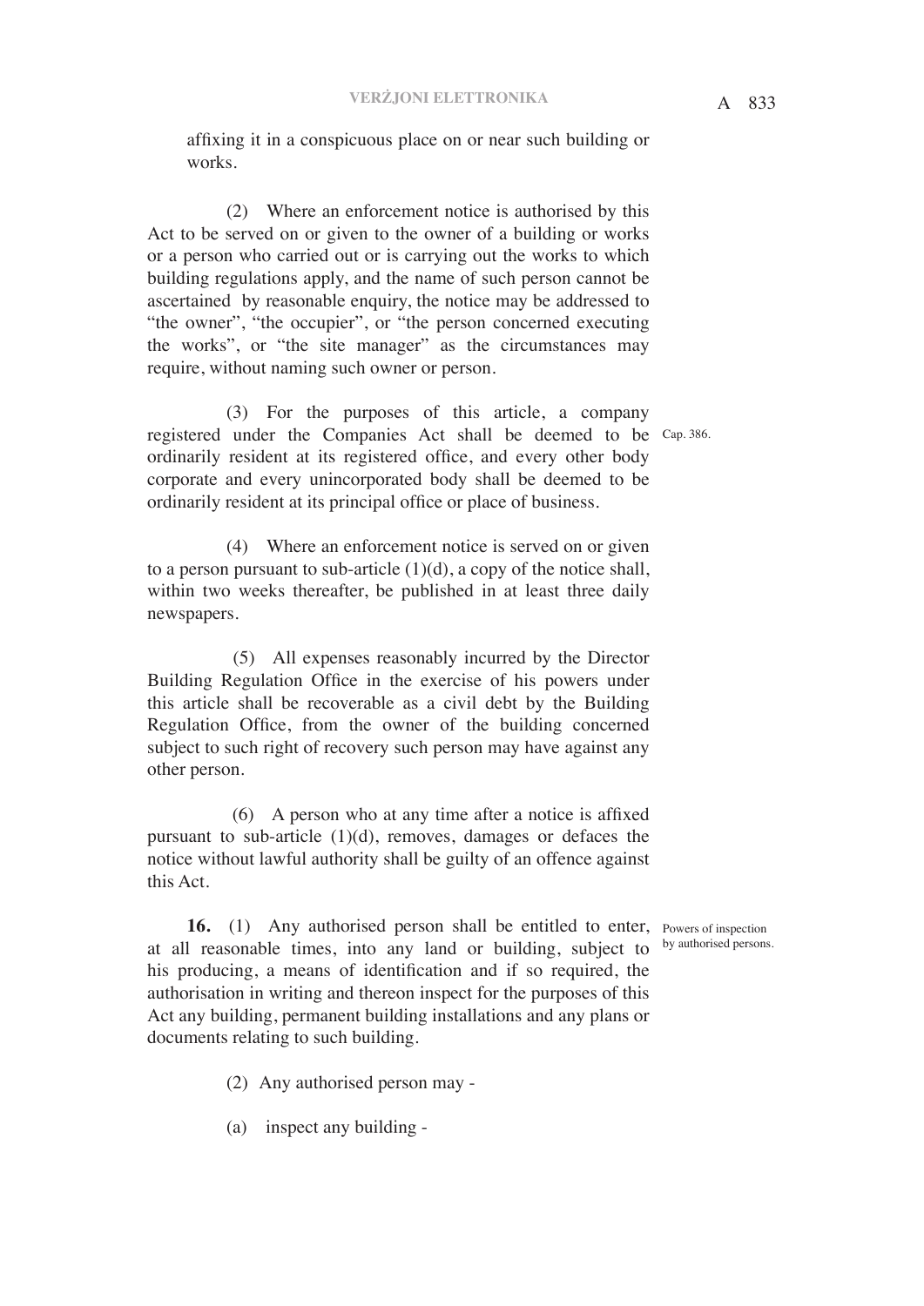affixing it in a conspicuous place on or near such building or works.

(2) Where an enforcement notice is authorised by this Act to be served on or given to the owner of a building or works or a person who carried out or is carrying out the works to which building regulations apply, and the name of such person cannot be ascertained by reasonable enquiry, the notice may be addressed to "the owner", "the occupier", or "the person concerned executing the works", or "the site manager" as the circumstances may require, without naming such owner or person.

(3) For the purposes of this article, a company registered under the Companies Act shall be deemed to be ordinarily resident at its registered office, and every other body corporate and every unincorporated body shall be deemed to be ordinarily resident at its principal office or place of business.

Cap. 386.

(4) Where an enforcement notice is served on or given to a person pursuant to sub-article (1)(d), a copy of the notice shall, within two weeks thereafter, be published in at least three daily newspapers.

(5) All expenses reasonably incurred by the Director Building Regulation Office in the exercise of his powers under this article shall be recoverable as a civil debt by the Building Regulation Office, from the owner of the building concerned subject to such right of recovery such person may have against any other person.

(6) A person who at any time after a notice is affixed pursuant to sub-article (1)(d), removes, damages or defaces the notice without lawful authority shall be guilty of an offence against this Act.

Powers of inspection by authorised persons.

**16.** (1) Any authorised person shall be entitled to enter, at all reasonable times, into any land or building, subject to his producing, a means of identification and if so required, the authorisation in writing and thereon inspect for the purposes of this Act any building, permanent building installations and any plans or documents relating to such building.

(2) Any authorised person may -

(a) inspect any building -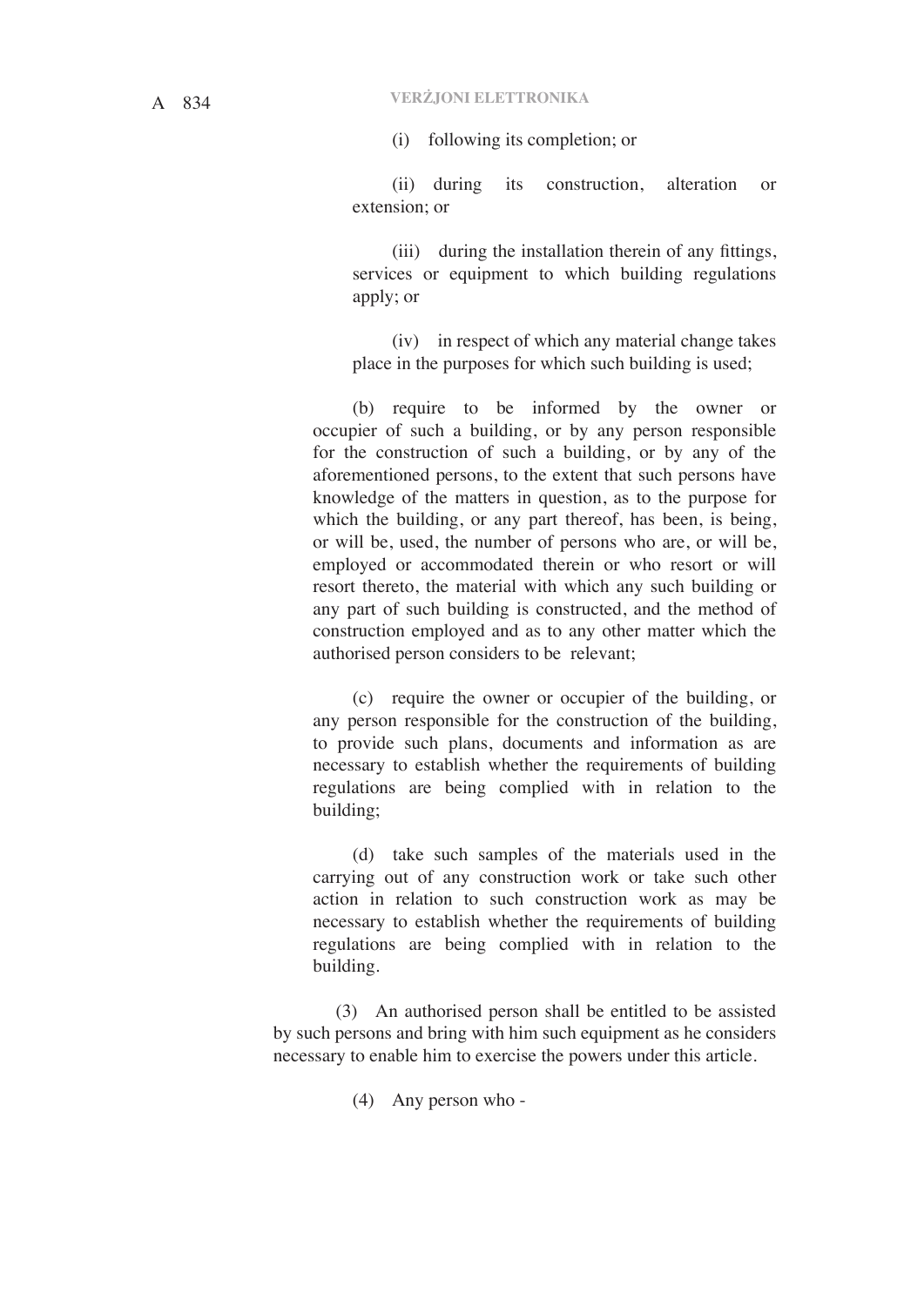(i) following its completion; or

(ii) during its construction, alteration or extension; or

(iii) during the installation therein of any fittings, services or equipment to which building regulations apply; or

(iv) in respect of which any material change takes place in the purposes for which such building is used;

(b) require to be informed by the owner or occupier of such a building, or by any person responsible for the construction of such a building, or by any of the aforementioned persons, to the extent that such persons have knowledge of the matters in question, as to the purpose for which the building, or any part thereof, has been, is being, or will be, used, the number of persons who are, or will be, employed or accommodated therein or who resort or will resort thereto, the material with which any such building or any part of such building is constructed, and the method of construction employed and as to any other matter which the authorised person considers to be relevant;

(c) require the owner or occupier of the building, or any person responsible for the construction of the building, to provide such plans, documents and information as are necessary to establish whether the requirements of building regulations are being complied with in relation to the building;

(d) take such samples of the materials used in the carrying out of any construction work or take such other action in relation to such construction work as may be necessary to establish whether the requirements of building regulations are being complied with in relation to the building.

(3) An authorised person shall be entitled to be assisted by such persons and bring with him such equipment as he considers necessary to enable him to exercise the powers under this article.

(4) Any person who -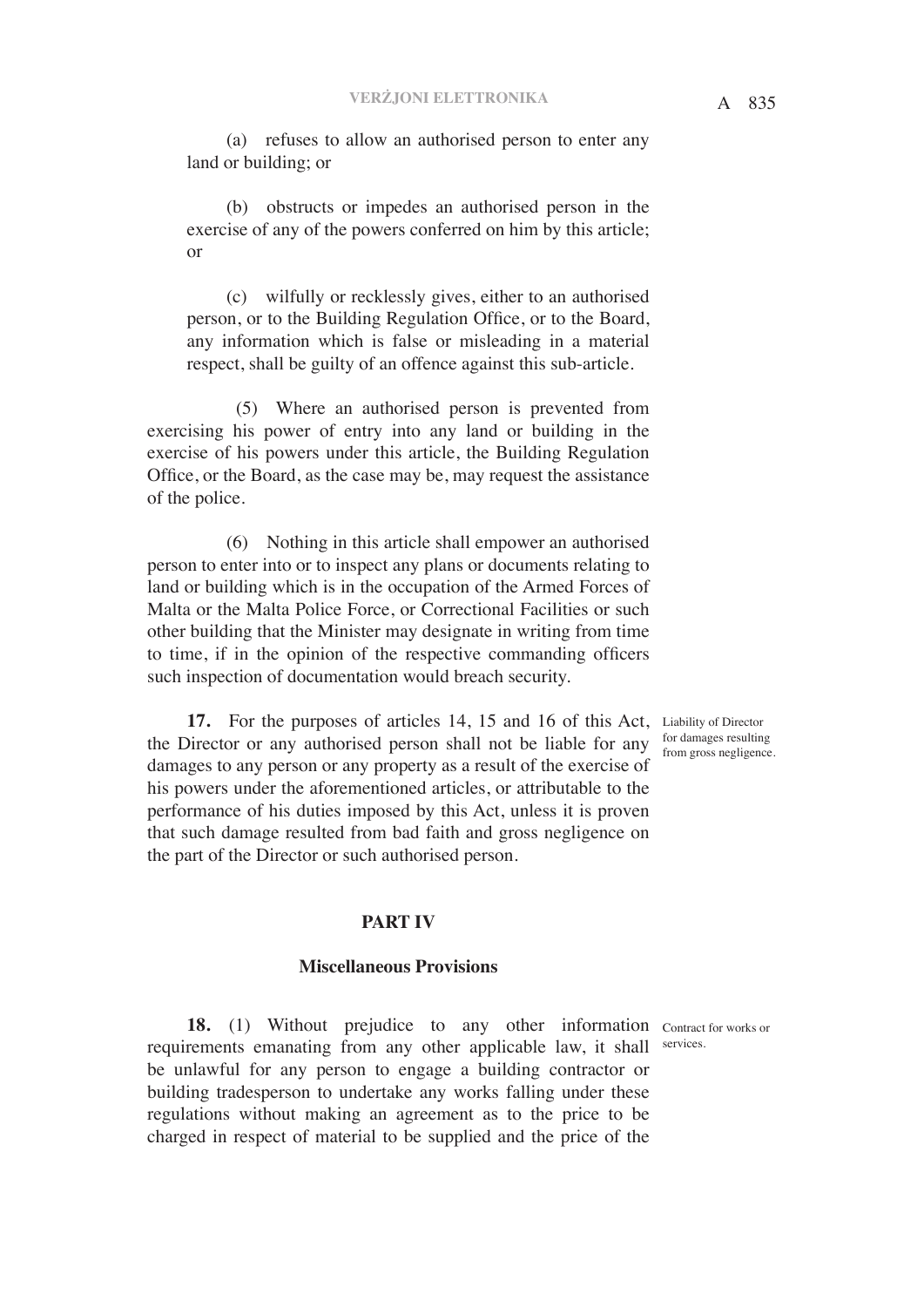(a) refuses to allow an authorised person to enter any land or building; or

(b) obstructs or impedes an authorised person in the exercise of any of the powers conferred on him by this article; or

(c) wilfully or recklessly gives, either to an authorised person, or to the Building Regulation Office, or to the Board, any information which is false or misleading in a material respect, shall be guilty of an offence against this sub-article.

(5) Where an authorised person is prevented from exercising his power of entry into any land or building in the exercise of his powers under this article, the Building Regulation Office, or the Board, as the case may be, may request the assistance of the police.

(6) Nothing in this article shall empower an authorised person to enter into or to inspect any plans or documents relating to land or building which is in the occupation of the Armed Forces of Malta or the Malta Police Force, or Correctional Facilities or such other building that the Minister may designate in writing from time to time, if in the opinion of the respective commanding officers such inspection of documentation would breach security.

*Liability of Director for damages resulting from gross negligence.*

**17.** For the purposes of articles 14, 15 and 16 of this Act, the Director or any authorised person shall not be liable for any damages to any person or any property as a result of the exercise of his powers under the aforementioned articles, or attributable to the performance of his duties imposed by this Act, unless it is proven that such damage resulted from bad faith and gross negligence on the part of the Director or such authorised person.

## PART IV

## Miscellaneous Provisions

*Contract for works or services.*

**18.** (1) Without prejudice to any other information requirements emanating from any other applicable law, it shall be unlawful for any person to engage a building contractor or building tradesperson to undertake any works falling under these regulations without making an agreement as to the price to be charged in respect of material to be supplied and the price of the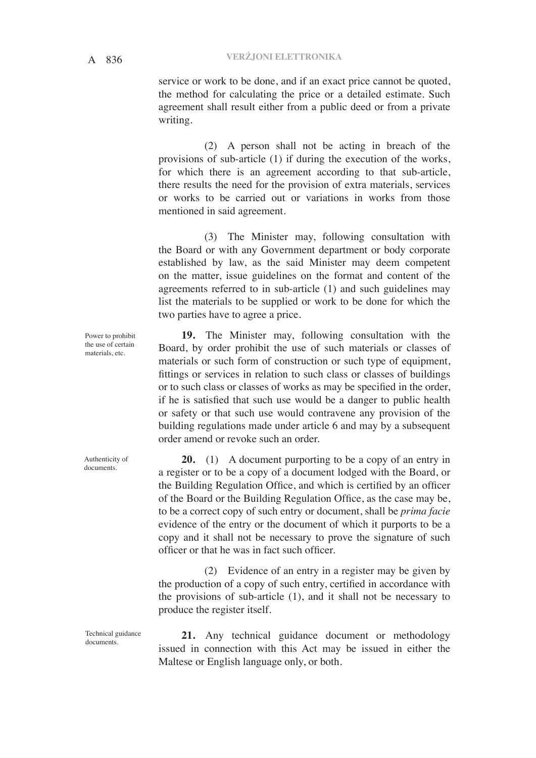service or work to be done, and if an exact price cannot be quoted, the method for calculating the price or a detailed estimate. Such agreement shall result either from a public deed or from a private writing.

(2) A person shall not be acting in breach of the provisions of sub-article (1) if during the execution of the works, for which there is an agreement according to that sub-article, there results the need for the provision of extra materials, services or works to be carried out or variations in works from those mentioned in said agreement.

(3) The Minister may, following consultation with the Board or with any Government department or body corporate established by law, as the said Minister may deem competent on the matter, issue guidelines on the format and content of the agreements referred to in sub-article (1) and such guidelines may list the materials to be supplied or work to be done for which the two parties have to agree a price.

Power to prohibit the use of certain materials, etc.

**19.** The Minister may, following consultation with the Board, by order prohibit the use of such materials or classes of materials or such form of construction or such type of equipment, fittings or services in relation to such class or classes of buildings or to such class or classes of works as may be specified in the order, if he is satisfied that such use would be a danger to public health or safety or that such use would contravene any provision of the building regulations made under article 6 and may by a subsequent order amend or revoke such an order.

Authenticity of documents.

**20.** (1) A document purporting to be a copy of an entry in a register or to be a copy of a document lodged with the Board, or the Building Regulation Office, and which is certified by an officer of the Board or the Building Regulation Office, as the case may be, to be a correct copy of such entry or document, shall be *prima facie* evidence of the entry or the document of which it purports to be a copy and it shall not be necessary to prove the signature of such officer or that he was in fact such officer.

(2) Evidence of an entry in a register may be given by the production of a copy of such entry, certified in accordance with the provisions of sub-article (1), and it shall not be necessary to produce the register itself.

Technical guidance documents.

**21.** Any technical guidance document or methodology issued in connection with this Act may be issued in either the Maltese or English language only, or both.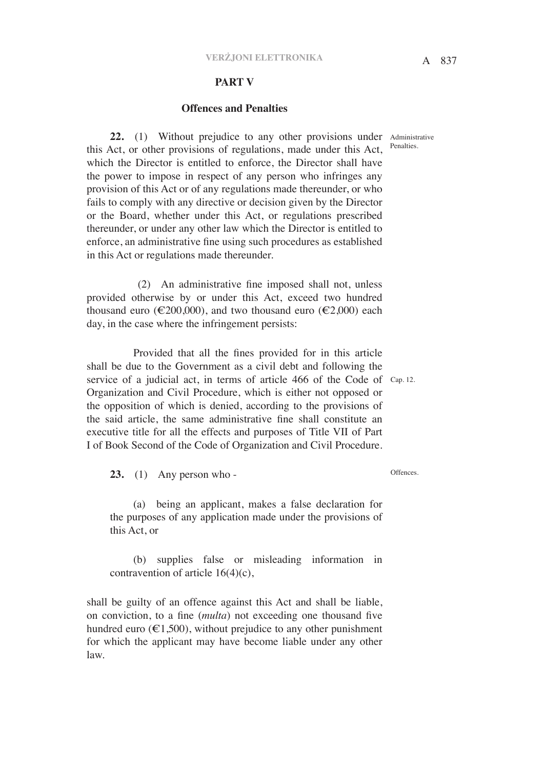## PART V

### Offences and Penalties

Administrative Penalties.

**22.** (1) Without prejudice to any other provisions under this Act, or other provisions of regulations, made under this Act, which the Director is entitled to enforce, the Director shall have the power to impose in respect of any person who infringes any provision of this Act or of any regulations made thereunder, or who fails to comply with any directive or decision given by the Director or the Board, whether under this Act, or regulations prescribed thereunder, or under any other law which the Director is entitled to enforce, an administrative fine using such procedures as established in this Act or regulations made thereunder.

(2) An administrative fine imposed shall not, unless provided otherwise by or under this Act, exceed two hundred thousand euro (€200,000), and two thousand euro (€2,000) each day, in the case where the infringement persists:

Cap. 12.

Provided that all the fines provided for in this article shall be due to the Government as a civil debt and following the service of a judicial act, in terms of article 466 of the Code of Organization and Civil Procedure, which is either not opposed or the opposition of which is denied, according to the provisions of the said article, the same administrative fine shall constitute an executive title for all the effects and purposes of Title VII of Part I of Book Second of the Code of Organization and Civil Procedure.

Offences.

**23.** (1) Any person who -

(a) being an applicant, makes a false declaration for the purposes of any application made under the provisions of this Act, or

(b) supplies false or misleading information in contravention of article 16(4)(c),

shall be guilty of an offence against this Act and shall be liable, on conviction, to a fine (*multa*) not exceeding one thousand five hundred euro (€1,500), without prejudice to any other punishment for which the applicant may have become liable under any other law.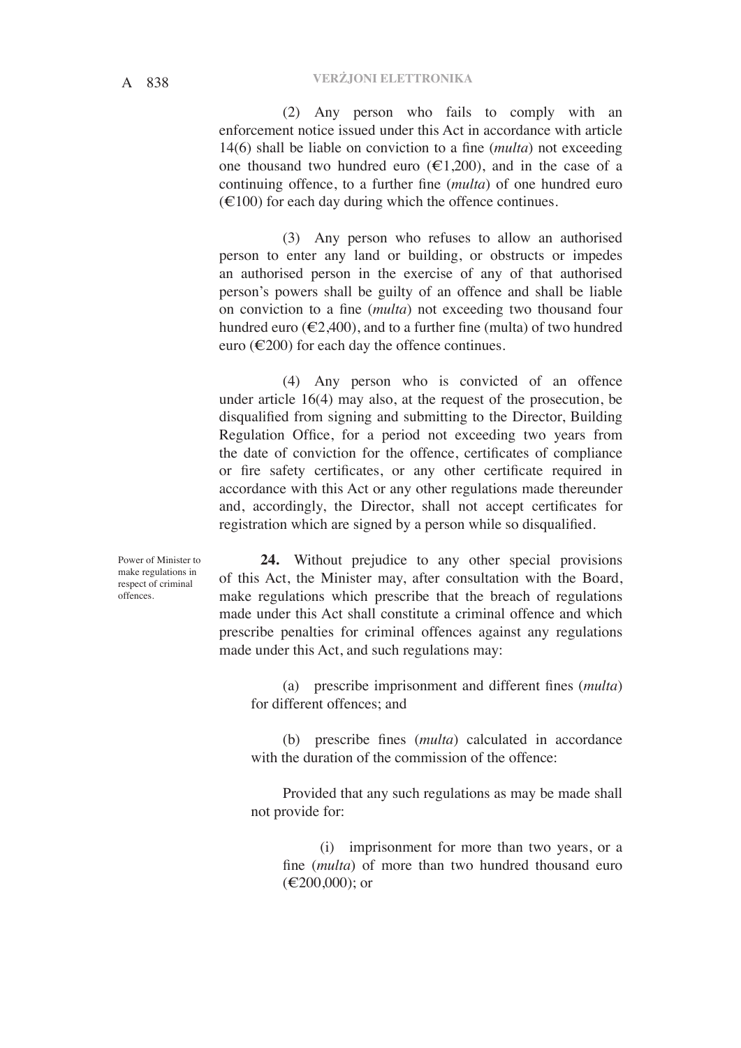(2) Any person who fails to comply with an enforcement notice issued under this Act in accordance with article 14(6) shall be liable on conviction to a fine (*multa*) not exceeding one thousand two hundred euro (€1,200), and in the case of a continuing offence, to a further fine (*multa*) of one hundred euro (€100) for each day during which the offence continues.

(3) Any person who refuses to allow an authorised person to enter any land or building, or obstructs or impedes an authorised person in the exercise of any of that authorised person's powers shall be guilty of an offence and shall be liable on conviction to a fine (*multa*) not exceeding two thousand four hundred euro (€2,400), and to a further fine (multa) of two hundred euro (€200) for each day the offence continues.

(4) Any person who is convicted of an offence under article 16(4) may also, at the request of the prosecution, be disqualified from signing and submitting to the Director, Building Regulation Office, for a period not exceeding two years from the date of conviction for the offence, certificates of compliance or fire safety certificates, or any other certificate required in accordance with this Act or any other regulations made thereunder and, accordingly, the Director, shall not accept certificates for registration which are signed by a person while so disqualified.

Power of Minister to make regulations in respect of criminal offences.

**24.** Without prejudice to any other special provisions of this Act, the Minister may, after consultation with the Board, make regulations which prescribe that the breach of regulations made under this Act shall constitute a criminal offence and which prescribe penalties for criminal offences against any regulations made under this Act, and such regulations may:

(a) prescribe imprisonment and different fines (*multa*) for different offences; and

(b) prescribe fines (*multa*) calculated in accordance with the duration of the commission of the offence:

Provided that any such regulations as may be made shall not provide for:

(i) imprisonment for more than two years, or a fine (*multa*) of more than two hundred thousand euro (€200,000); or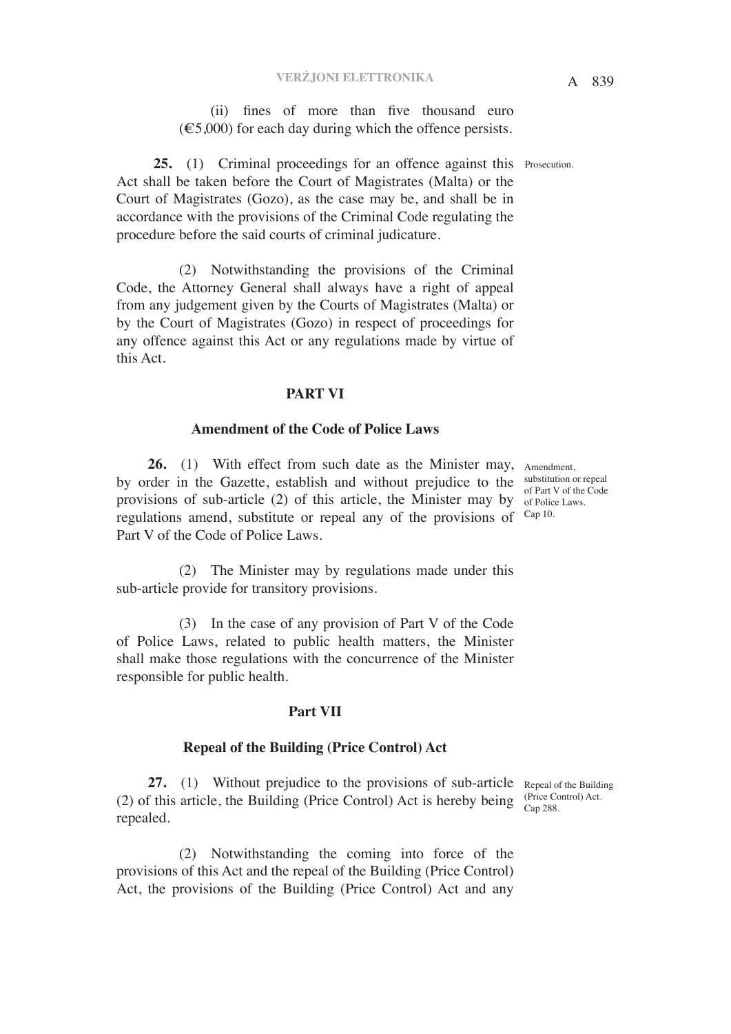(ii) fines of more than five thousand euro (€5,000) for each day during which the offence persists.

**25.** (1) Criminal proceedings for an offence against this Act shall be taken before the Court of Magistrates (Malta) or the Court of Magistrates (Gozo), as the case may be, and shall be in accordance with the provisions of the Criminal Code regulating the procedure before the said courts of criminal judicature.

Prosecution.

(2) Notwithstanding the provisions of the Criminal Code, the Attorney General shall always have a right of appeal from any judgement given by the Courts of Magistrates (Malta) or by the Court of Magistrates (Gozo) in respect of proceedings for any offence against this Act or any regulations made by virtue of this Act.

## PART VI

### Amendment of the Code of Police Laws

**26.** (1) With effect from such date as the Minister may, by order in the Gazette, establish and without prejudice to the provisions of sub-article (2) of this article, the Minister may by regulations amend, substitute or repeal any of the provisions of Part V of the Code of Police Laws.

Amendment, substitution or repeal of Part V of the Code of Police Laws. Cap 10.

(2) The Minister may by regulations made under this sub-article provide for transitory provisions.

(3) In the case of any provision of Part V of the Code of Police Laws, related to public health matters, the Minister shall make those regulations with the concurrence of the Minister responsible for public health.

## Part VII

### Repeal of the Building (Price Control) Act

**27.** (1) Without prejudice to the provisions of sub-article (2) of this article, the Building (Price Control) Act is hereby being repealed.

Repeal of the Building (Price Control) Act. Cap 288.

(2) Notwithstanding the coming into force of the provisions of this Act and the repeal of the Building (Price Control) Act, the provisions of the Building (Price Control) Act and any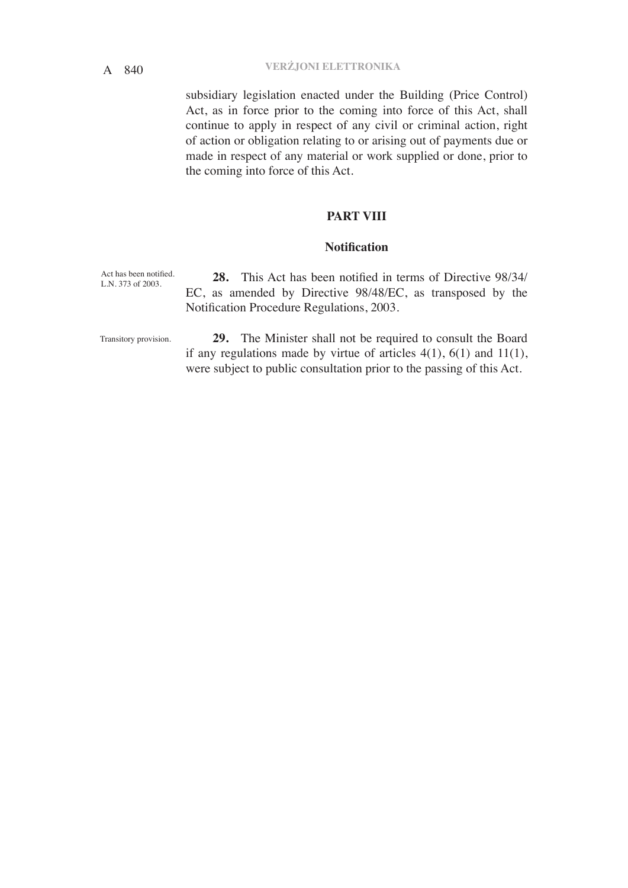subsidiary legislation enacted under the Building (Price Control) Act, as in force prior to the coming into force of this Act, shall continue to apply in respect of any civil or criminal action, right of action or obligation relating to or arising out of payments due or made in respect of any material or work supplied or done, prior to the coming into force of this Act.

## PART VIII

### Notification

Act has been notified.
L.N. 373 of 2003.

**28.** This Act has been notified in terms of Directive 98/34/EC, as amended by Directive 98/48/EC, as transposed by the Notification Procedure Regulations, 2003.

Transitory provision.

**29.** The Minister shall not be required to consult the Board if any regulations made by virtue of articles 4(1), 6(1) and 11(1), were subject to public consultation prior to the passing of this Act.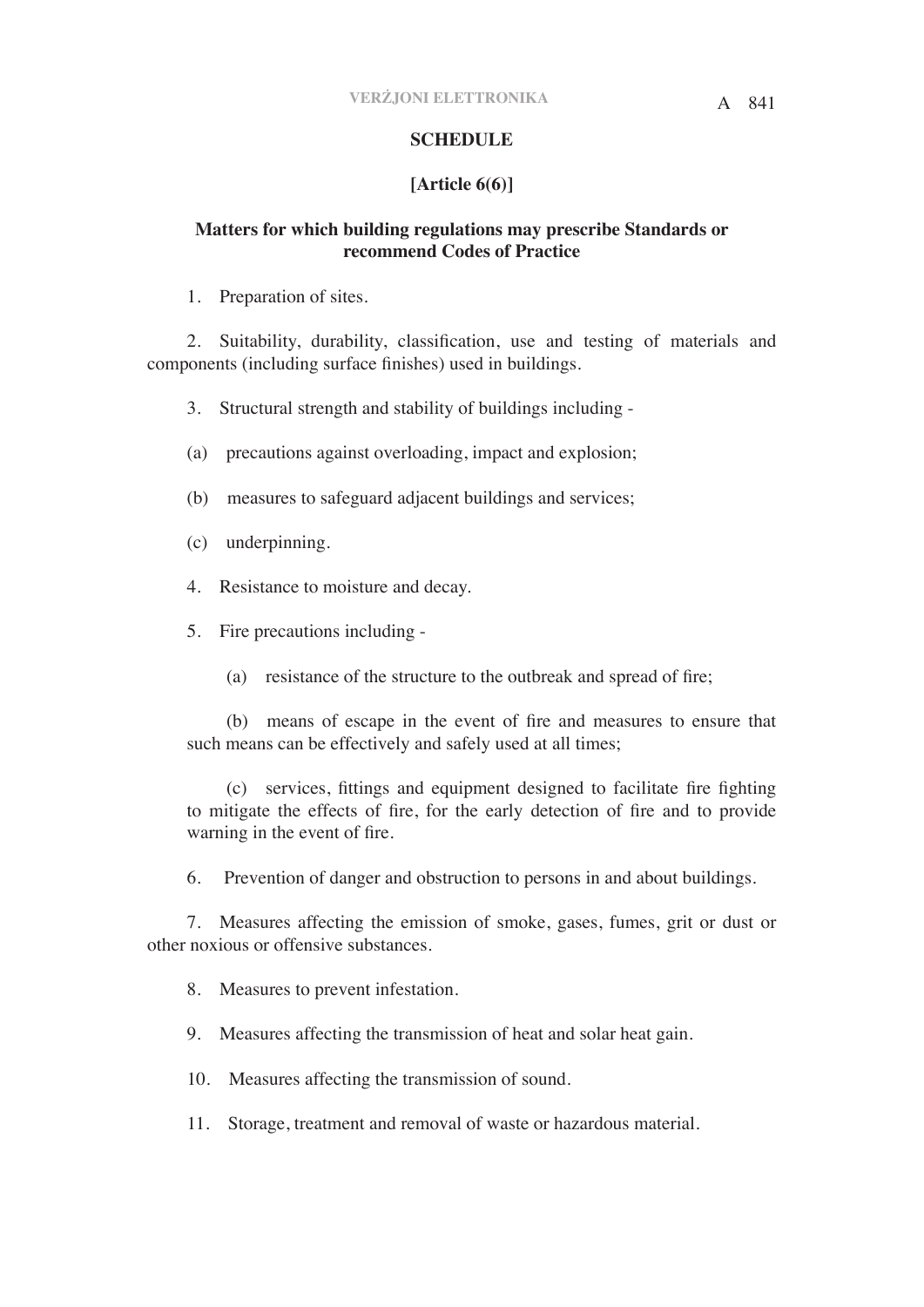## SCHEDULE

**[Article 6(6)]**

**Matters for which building regulations may prescribe Standards or recommend Codes of Practice**

1. Preparation of sites.

2. Suitability, durability, classification, use and testing of materials and components (including surface finishes) used in buildings.

3. Structural strength and stability of buildings including -

(a) precautions against overloading, impact and explosion;

(b) measures to safeguard adjacent buildings and services;

(c) underpinning.

4. Resistance to moisture and decay.

5. Fire precautions including -

(a) resistance of the structure to the outbreak and spread of fire;

(b) means of escape in the event of fire and measures to ensure that such means can be effectively and safely used at all times;

(c) services, fittings and equipment designed to facilitate fire fighting to mitigate the effects of fire, for the early detection of fire and to provide warning in the event of fire.

6. Prevention of danger and obstruction to persons in and about buildings.

7. Measures affecting the emission of smoke, gases, fumes, grit or dust or other noxious or offensive substances.

8. Measures to prevent infestation.

9. Measures affecting the transmission of heat and solar heat gain.

10. Measures affecting the transmission of sound.

11. Storage, treatment and removal of waste or hazardous material.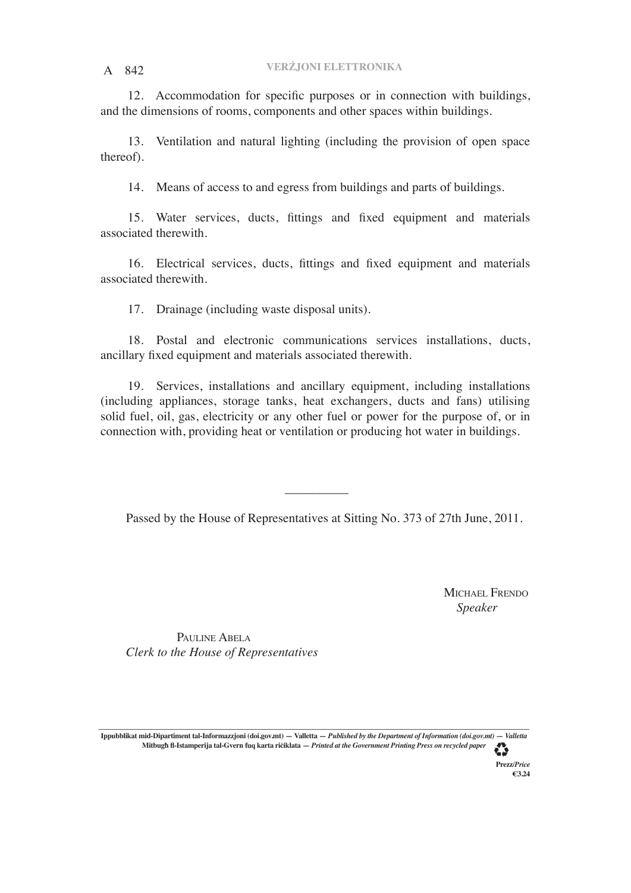12. Accommodation for specific purposes or in connection with buildings, and the dimensions of rooms, components and other spaces within buildings.

13. Ventilation and natural lighting (including the provision of open space thereof).

14. Means of access to and egress from buildings and parts of buildings.

15. Water services, ducts, fittings and fixed equipment and materials associated therewith.

16. Electrical services, ducts, fittings and fixed equipment and materials associated therewith.

17. Drainage (including waste disposal units).

18. Postal and electronic communications services installations, ducts, ancillary fixed equipment and materials associated therewith.

19. Services, installations and ancillary equipment, including installations (including appliances, storage tanks, heat exchangers, ducts and fans) utilising solid fuel, oil, gas, electricity or any other fuel or power for the purpose of, or in connection with, providing heat or ventilation or producing hot water in buildings.

---

Passed by the House of Representatives at Sitting No. 373 of 27th June, 2011.

MICHAEL FRENDO
*Speaker*

PAULINE ABELA
*Clerk to the House of Representatives*

**Ippubblikat mid-Dipartiment tal-Informazzjoni (doi.gov.mt) — Valletta —** ***Published by the Department of Information (doi.gov.mt) — Valletta***
**Mitbugħ fl-Istamperija tal-Gvern fuq karta riċiklata —** ***Printed at the Government Printing Press on recycled paper***

**Prezz/*Price***
**€3.24**